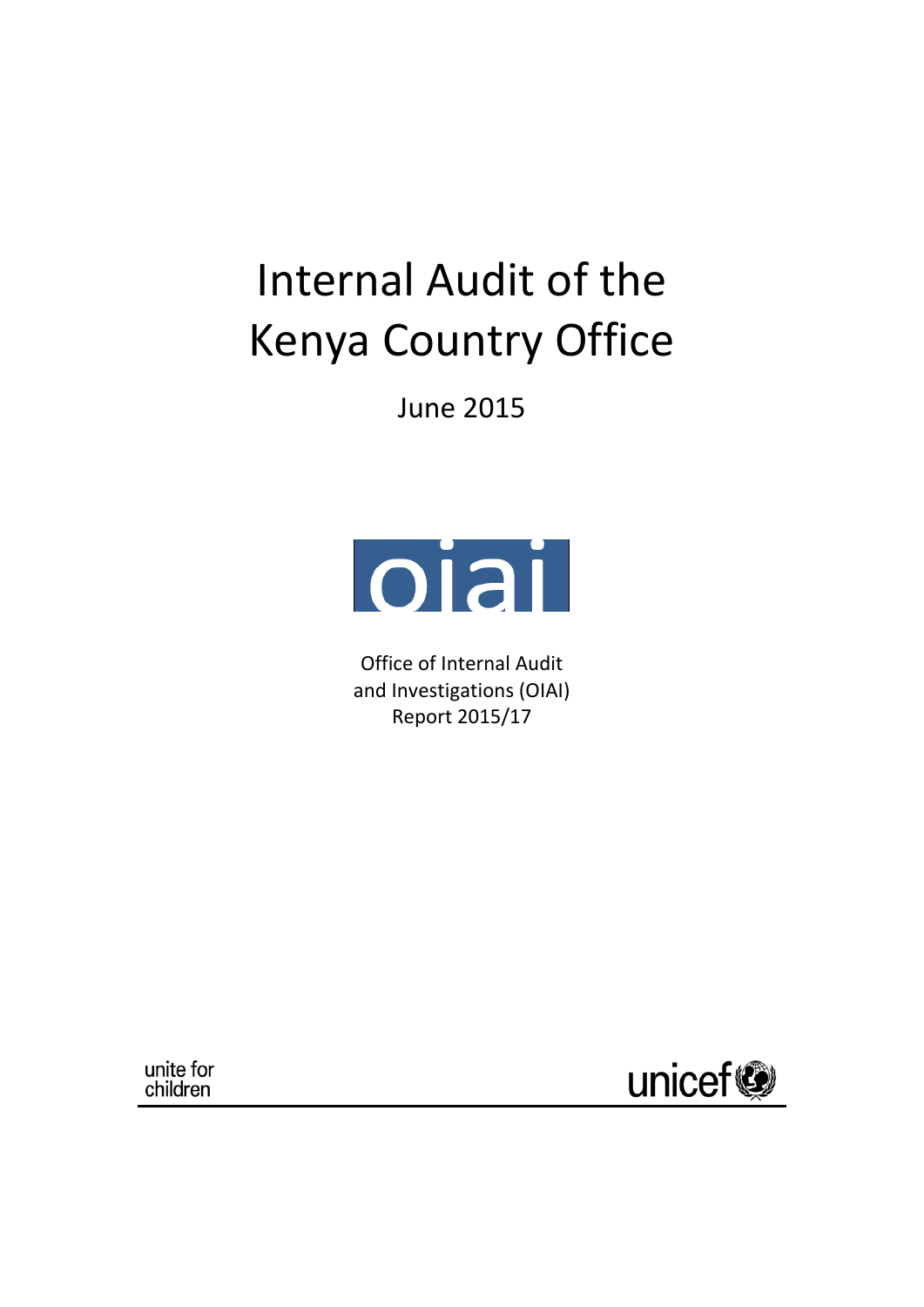# Internal Audit of the Kenya Country Office

June 2015

oiai

Office of Internal Audit and Investigations (OIAI)
Report 2015/17

unite for children

unicef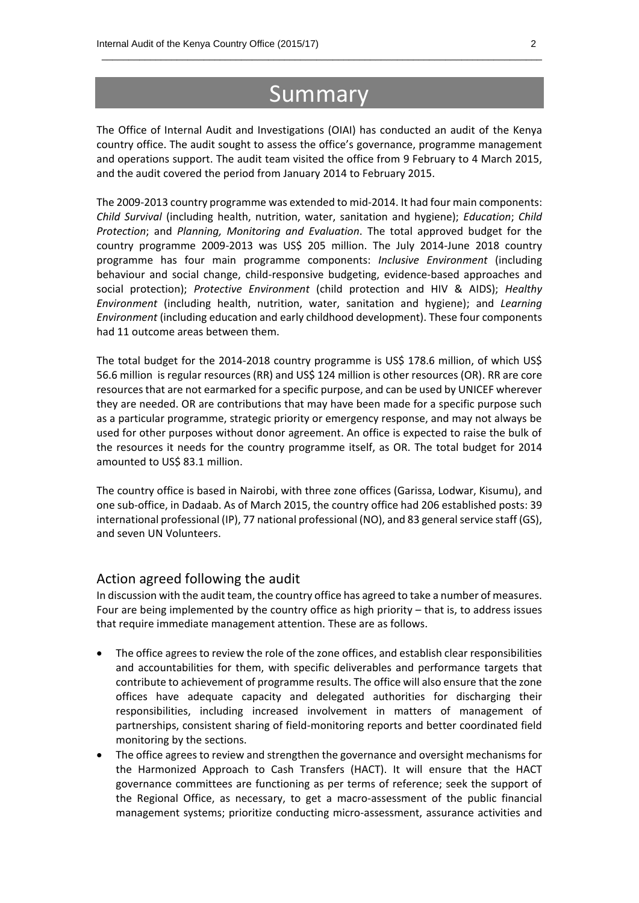# Summary

The Office of Internal Audit and Investigations (OIAI) has conducted an audit of the Kenya country office. The audit sought to assess the office's governance, programme management and operations support. The audit team visited the office from 9 February to 4 March 2015, and the audit covered the period from January 2014 to February 2015.

The 2009-2013 country programme was extended to mid-2014. It had four main components: *Child Survival* (including health, nutrition, water, sanitation and hygiene); *Education*; *Child Protection*; and *Planning, Monitoring and Evaluation*. The total approved budget for the country programme 2009-2013 was US$ 205 million. The July 2014-June 2018 country programme has four main programme components: *Inclusive Environment* (including behaviour and social change, child-responsive budgeting, evidence-based approaches and social protection); *Protective Environment* (child protection and HIV & AIDS); *Healthy Environment* (including health, nutrition, water, sanitation and hygiene); and *Learning Environment* (including education and early childhood development). These four components had 11 outcome areas between them.

The total budget for the 2014-2018 country programme is US$ 178.6 million, of which US$ 56.6 million is regular resources (RR) and US$ 124 million is other resources (OR). RR are core resources that are not earmarked for a specific purpose, and can be used by UNICEF wherever they are needed. OR are contributions that may have been made for a specific purpose such as a particular programme, strategic priority or emergency response, and may not always be used for other purposes without donor agreement. An office is expected to raise the bulk of the resources it needs for the country programme itself, as OR. The total budget for 2014 amounted to US$ 83.1 million.

The country office is based in Nairobi, with three zone offices (Garissa, Lodwar, Kisumu), and one sub-office, in Dadaab. As of March 2015, the country office had 206 established posts: 39 international professional (IP), 77 national professional (NO), and 83 general service staff (GS), and seven UN Volunteers.

## Action agreed following the audit

In discussion with the audit team, the country office has agreed to take a number of measures. Four are being implemented by the country office as high priority – that is, to address issues that require immediate management attention. These are as follows.

- The office agrees to review the role of the zone offices, and establish clear responsibilities and accountabilities for them, with specific deliverables and performance targets that contribute to achievement of programme results. The office will also ensure that the zone offices have adequate capacity and delegated authorities for discharging their responsibilities, including increased involvement in matters of management of partnerships, consistent sharing of field-monitoring reports and better coordinated field monitoring by the sections.
- The office agrees to review and strengthen the governance and oversight mechanisms for the Harmonized Approach to Cash Transfers (HACT). It will ensure that the HACT governance committees are functioning as per terms of reference; seek the support of the Regional Office, as necessary, to get a macro-assessment of the public financial management systems; prioritize conducting micro-assessment, assurance activities and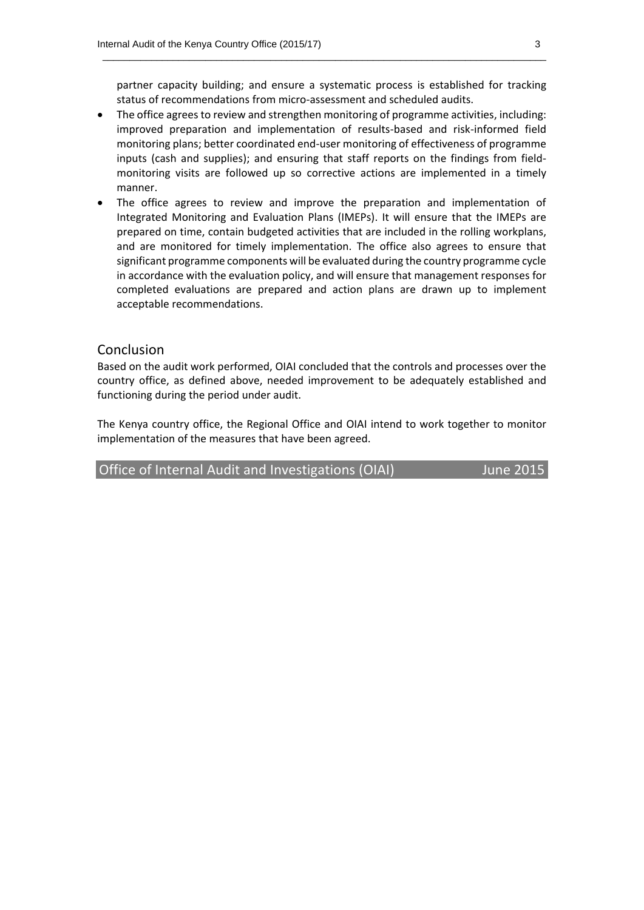partner capacity building; and ensure a systematic process is established for tracking status of recommendations from micro-assessment and scheduled audits.

- The office agrees to review and strengthen monitoring of programme activities, including: improved preparation and implementation of results-based and risk-informed field monitoring plans; better coordinated end-user monitoring of effectiveness of programme inputs (cash and supplies); and ensuring that staff reports on the findings from field-monitoring visits are followed up so corrective actions are implemented in a timely manner.
- The office agrees to review and improve the preparation and implementation of Integrated Monitoring and Evaluation Plans (IMEPs). It will ensure that the IMEPs are prepared on time, contain budgeted activities that are included in the rolling workplans, and are monitored for timely implementation. The office also agrees to ensure that significant programme components will be evaluated during the country programme cycle in accordance with the evaluation policy, and will ensure that management responses for completed evaluations are prepared and action plans are drawn up to implement acceptable recommendations.

## Conclusion

Based on the audit work performed, OIAI concluded that the controls and processes over the country office, as defined above, needed improvement to be adequately established and functioning during the period under audit.

The Kenya country office, the Regional Office and OIAI intend to work together to monitor implementation of the measures that have been agreed.

**Office of Internal Audit and Investigations (OIAI)** June 2015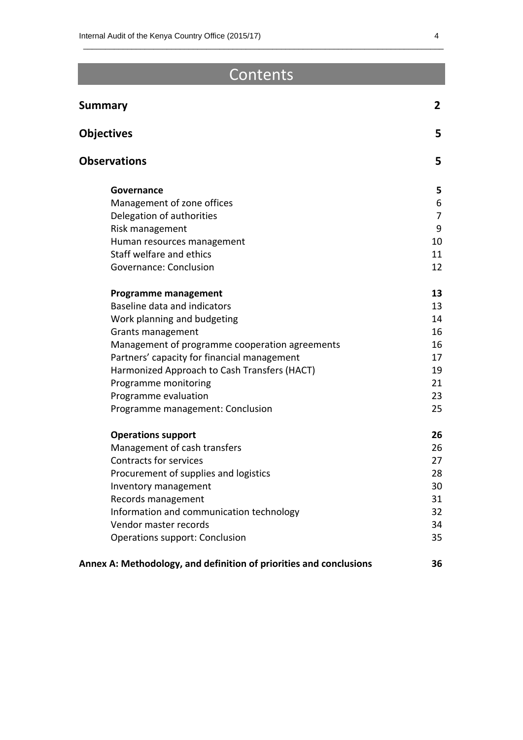# Contents

| | |
|---|---|
| **Summary** | **2** |
| **Objectives** | **5** |
| **Observations** | **5** |
| **Governance** | **5** |
| Management of zone offices | 6 |
| Delegation of authorities | 7 |
| Risk management | 9 |
| Human resources management | 10 |
| Staff welfare and ethics | 11 |
| Governance: Conclusion | 12 |
| **Programme management** | **13** |
| Baseline data and indicators | 13 |
| Work planning and budgeting | 14 |
| Grants management | 16 |
| Management of programme cooperation agreements | 16 |
| Partners' capacity for financial management | 17 |
| Harmonized Approach to Cash Transfers (HACT) | 19 |
| Programme monitoring | 21 |
| Programme evaluation | 23 |
| Programme management: Conclusion | 25 |
| **Operations support** | **26** |
| Management of cash transfers | 26 |
| Contracts for services | 27 |
| Procurement of supplies and logistics | 28 |
| Inventory management | 30 |
| Records management | 31 |
| Information and communication technology | 32 |
| Vendor master records | 34 |
| Operations support: Conclusion | 35 |
| **Annex A: Methodology, and definition of priorities and conclusions** | **36** |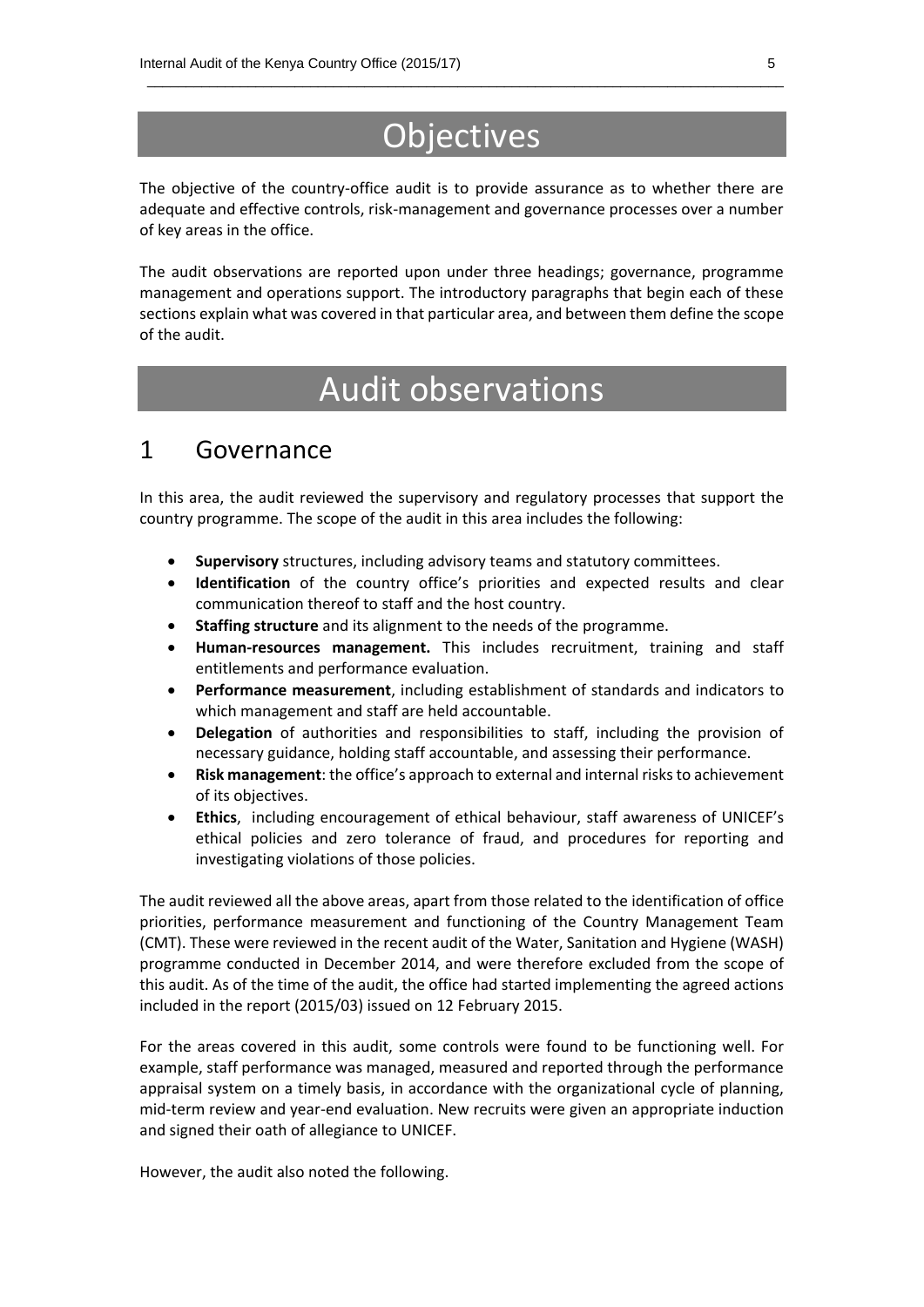# Objectives

The objective of the country-office audit is to provide assurance as to whether there are adequate and effective controls, risk-management and governance processes over a number of key areas in the office.

The audit observations are reported upon under three headings; governance, programme management and operations support. The introductory paragraphs that begin each of these sections explain what was covered in that particular area, and between them define the scope of the audit.

# Audit observations

## 1 Governance

In this area, the audit reviewed the supervisory and regulatory processes that support the country programme. The scope of the audit in this area includes the following:

- **Supervisory** structures, including advisory teams and statutory committees.
- **Identification** of the country office's priorities and expected results and clear communication thereof to staff and the host country.
- **Staffing structure** and its alignment to the needs of the programme.
- **Human-resources management.** This includes recruitment, training and staff entitlements and performance evaluation.
- **Performance measurement**, including establishment of standards and indicators to which management and staff are held accountable.
- **Delegation** of authorities and responsibilities to staff, including the provision of necessary guidance, holding staff accountable, and assessing their performance.
- **Risk management**: the office's approach to external and internal risks to achievement of its objectives.
- **Ethics**, including encouragement of ethical behaviour, staff awareness of UNICEF's ethical policies and zero tolerance of fraud, and procedures for reporting and investigating violations of those policies.

The audit reviewed all the above areas, apart from those related to the identification of office priorities, performance measurement and functioning of the Country Management Team (CMT). These were reviewed in the recent audit of the Water, Sanitation and Hygiene (WASH) programme conducted in December 2014, and were therefore excluded from the scope of this audit. As of the time of the audit, the office had started implementing the agreed actions included in the report (2015/03) issued on 12 February 2015.

For the areas covered in this audit, some controls were found to be functioning well. For example, staff performance was managed, measured and reported through the performance appraisal system on a timely basis, in accordance with the organizational cycle of planning, mid-term review and year-end evaluation. New recruits were given an appropriate induction and signed their oath of allegiance to UNICEF.

However, the audit also noted the following.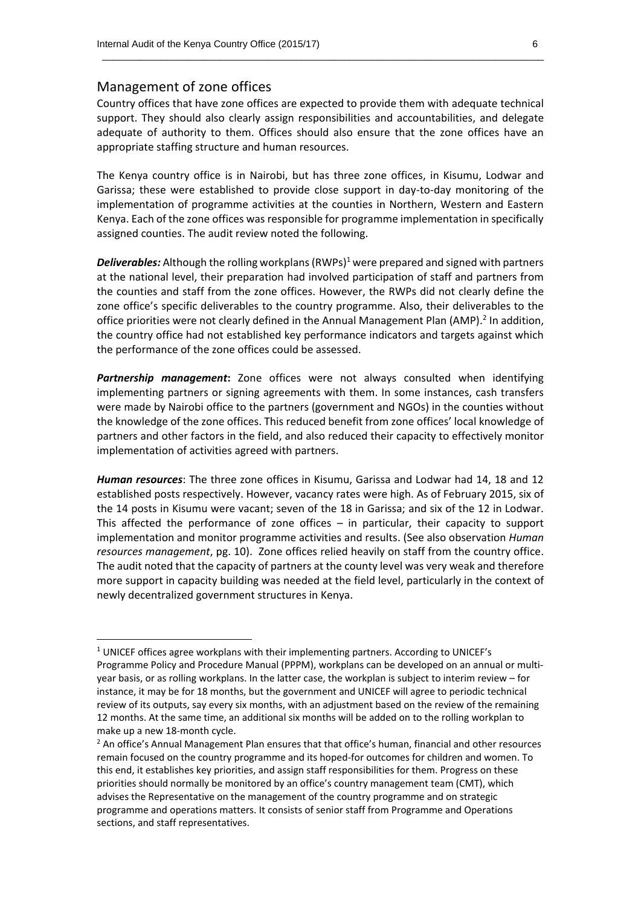## Management of zone offices

Country offices that have zone offices are expected to provide them with adequate technical support. They should also clearly assign responsibilities and accountabilities, and delegate adequate of authority to them. Offices should also ensure that the zone offices have an appropriate staffing structure and human resources.

The Kenya country office is in Nairobi, but has three zone offices, in Kisumu, Lodwar and Garissa; these were established to provide close support in day-to-day monitoring of the implementation of programme activities at the counties in Northern, Western and Eastern Kenya. Each of the zone offices was responsible for programme implementation in specifically assigned counties. The audit review noted the following.

***Deliverables:*** Although the rolling workplans (RWPs)[1] were prepared and signed with partners at the national level, their preparation had involved participation of staff and partners from the counties and staff from the zone offices. However, the RWPs did not clearly define the zone office's specific deliverables to the country programme. Also, their deliverables to the office priorities were not clearly defined in the Annual Management Plan (AMP).[2] In addition, the country office had not established key performance indicators and targets against which the performance of the zone offices could be assessed.

***Partnership management*:** Zone offices were not always consulted when identifying implementing partners or signing agreements with them. In some instances, cash transfers were made by Nairobi office to the partners (government and NGOs) in the counties without the knowledge of the zone offices. This reduced benefit from zone offices' local knowledge of partners and other factors in the field, and also reduced their capacity to effectively monitor implementation of activities agreed with partners.

***Human resources***: The three zone offices in Kisumu, Garissa and Lodwar had 14, 18 and 12 established posts respectively. However, vacancy rates were high. As of February 2015, six of the 14 posts in Kisumu were vacant; seven of the 18 in Garissa; and six of the 12 in Lodwar. This affected the performance of zone offices – in particular, their capacity to support implementation and monitor programme activities and results. (See also observation *Human resources management*, pg. 10). Zone offices relied heavily on staff from the country office. The audit noted that the capacity of partners at the county level was very weak and therefore more support in capacity building was needed at the field level, particularly in the context of newly decentralized government structures in Kenya.

---

[1] UNICEF offices agree workplans with their implementing partners. According to UNICEF's Programme Policy and Procedure Manual (PPPM), workplans can be developed on an annual or multi-year basis, or as rolling workplans. In the latter case, the workplan is subject to interim review – for instance, it may be for 18 months, but the government and UNICEF will agree to periodic technical review of its outputs, say every six months, with an adjustment based on the review of the remaining 12 months. At the same time, an additional six months will be added on to the rolling workplan to make up a new 18-month cycle.

[2] An office's Annual Management Plan ensures that that office's human, financial and other resources remain focused on the country programme and its hoped-for outcomes for children and women. To this end, it establishes key priorities, and assign staff responsibilities for them. Progress on these priorities should normally be monitored by an office's country management team (CMT), which advises the Representative on the management of the country programme and on strategic programme and operations matters. It consists of senior staff from Programme and Operations sections, and staff representatives.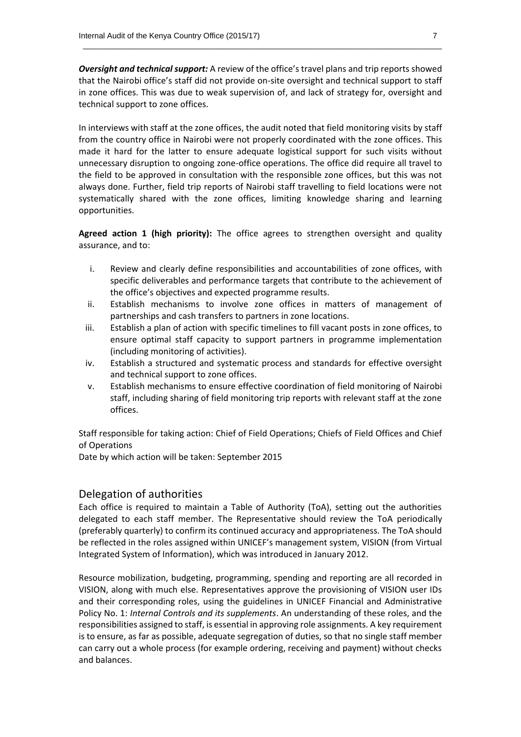***Oversight and technical support:*** A review of the office's travel plans and trip reports showed that the Nairobi office's staff did not provide on-site oversight and technical support to staff in zone offices. This was due to weak supervision of, and lack of strategy for, oversight and technical support to zone offices.

In interviews with staff at the zone offices, the audit noted that field monitoring visits by staff from the country office in Nairobi were not properly coordinated with the zone offices. This made it hard for the latter to ensure adequate logistical support for such visits without unnecessary disruption to ongoing zone-office operations. The office did require all travel to the field to be approved in consultation with the responsible zone offices, but this was not always done. Further, field trip reports of Nairobi staff travelling to field locations were not systematically shared with the zone offices, limiting knowledge sharing and learning opportunities.

**Agreed action 1 (high priority):** The office agrees to strengthen oversight and quality assurance, and to:

i. Review and clearly define responsibilities and accountabilities of zone offices, with specific deliverables and performance targets that contribute to the achievement of the office's objectives and expected programme results.
ii. Establish mechanisms to involve zone offices in matters of management of partnerships and cash transfers to partners in zone locations.
iii. Establish a plan of action with specific timelines to fill vacant posts in zone offices, to ensure optimal staff capacity to support partners in programme implementation (including monitoring of activities).
iv. Establish a structured and systematic process and standards for effective oversight and technical support to zone offices.
v. Establish mechanisms to ensure effective coordination of field monitoring of Nairobi staff, including sharing of field monitoring trip reports with relevant staff at the zone offices.

Staff responsible for taking action: Chief of Field Operations; Chiefs of Field Offices and Chief of Operations
Date by which action will be taken: September 2015

## Delegation of authorities

Each office is required to maintain a Table of Authority (ToA), setting out the authorities delegated to each staff member. The Representative should review the ToA periodically (preferably quarterly) to confirm its continued accuracy and appropriateness. The ToA should be reflected in the roles assigned within UNICEF's management system, VISION (from Virtual Integrated System of Information), which was introduced in January 2012.

Resource mobilization, budgeting, programming, spending and reporting are all recorded in VISION, along with much else. Representatives approve the provisioning of VISION user IDs and their corresponding roles, using the guidelines in UNICEF Financial and Administrative Policy No. 1: *Internal Controls and its supplements*. An understanding of these roles, and the responsibilities assigned to staff, is essential in approving role assignments. A key requirement is to ensure, as far as possible, adequate segregation of duties, so that no single staff member can carry out a whole process (for example ordering, receiving and payment) without checks and balances.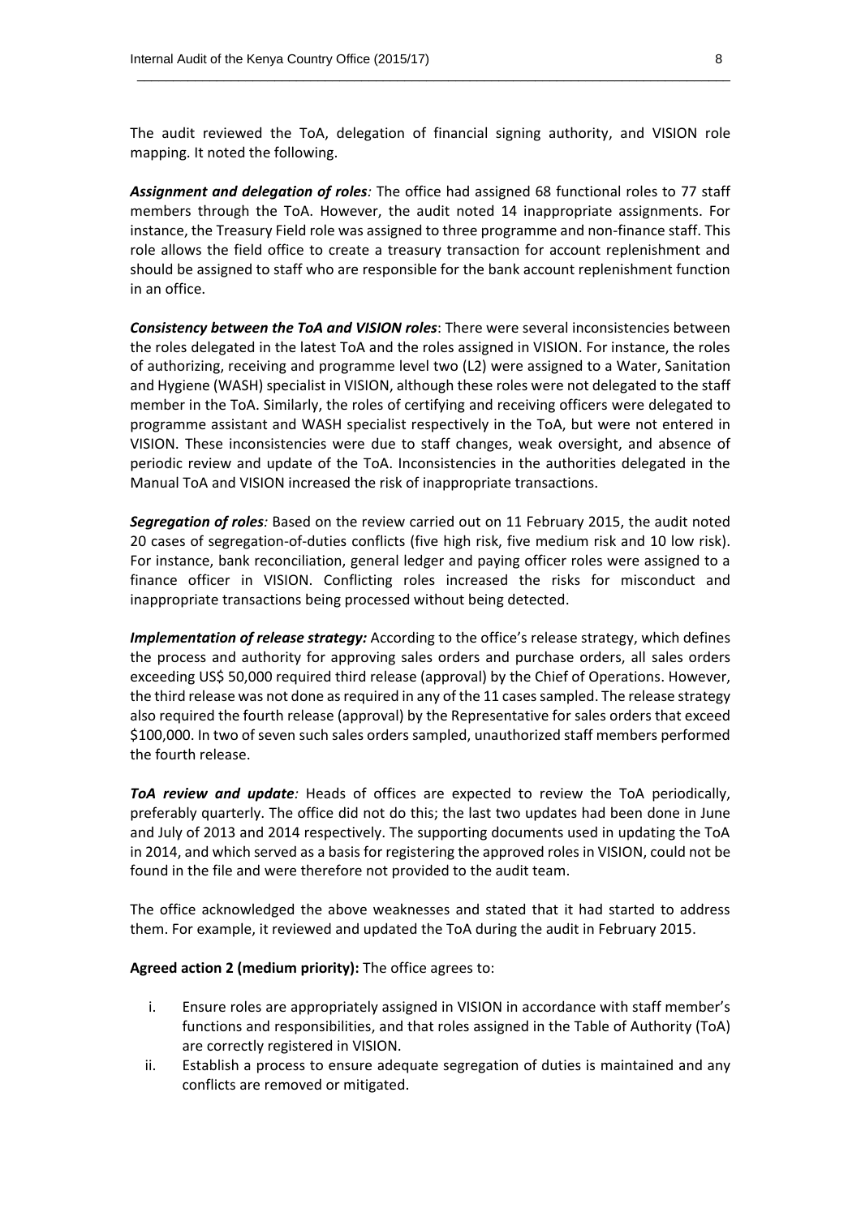The audit reviewed the ToA, delegation of financial signing authority, and VISION role mapping. It noted the following.

***Assignment and delegation of roles**:* The office had assigned 68 functional roles to 77 staff members through the ToA. However, the audit noted 14 inappropriate assignments. For instance, the Treasury Field role was assigned to three programme and non-finance staff. This role allows the field office to create a treasury transaction for account replenishment and should be assigned to staff who are responsible for the bank account replenishment function in an office.

***Consistency between the ToA and VISION roles***: There were several inconsistencies between the roles delegated in the latest ToA and the roles assigned in VISION. For instance, the roles of authorizing, receiving and programme level two (L2) were assigned to a Water, Sanitation and Hygiene (WASH) specialist in VISION, although these roles were not delegated to the staff member in the ToA. Similarly, the roles of certifying and receiving officers were delegated to programme assistant and WASH specialist respectively in the ToA, but were not entered in VISION. These inconsistencies were due to staff changes, weak oversight, and absence of periodic review and update of the ToA. Inconsistencies in the authorities delegated in the Manual ToA and VISION increased the risk of inappropriate transactions.

***Segregation of roles**:* Based on the review carried out on 11 February 2015, the audit noted 20 cases of segregation-of-duties conflicts (five high risk, five medium risk and 10 low risk). For instance, bank reconciliation, general ledger and paying officer roles were assigned to a finance officer in VISION. Conflicting roles increased the risks for misconduct and inappropriate transactions being processed without being detected.

***Implementation of release strategy:*** According to the office's release strategy, which defines the process and authority for approving sales orders and purchase orders, all sales orders exceeding US$ 50,000 required third release (approval) by the Chief of Operations. However, the third release was not done as required in any of the 11 cases sampled. The release strategy also required the fourth release (approval) by the Representative for sales orders that exceed $100,000. In two of seven such sales orders sampled, unauthorized staff members performed the fourth release.

***ToA review and update**:* Heads of offices are expected to review the ToA periodically, preferably quarterly. The office did not do this; the last two updates had been done in June and July of 2013 and 2014 respectively. The supporting documents used in updating the ToA in 2014, and which served as a basis for registering the approved roles in VISION, could not be found in the file and were therefore not provided to the audit team.

The office acknowledged the above weaknesses and stated that it had started to address them. For example, it reviewed and updated the ToA during the audit in February 2015.

**Agreed action 2 (medium priority):** The office agrees to:

i. Ensure roles are appropriately assigned in VISION in accordance with staff member's functions and responsibilities, and that roles assigned in the Table of Authority (ToA) are correctly registered in VISION.
ii. Establish a process to ensure adequate segregation of duties is maintained and any conflicts are removed or mitigated.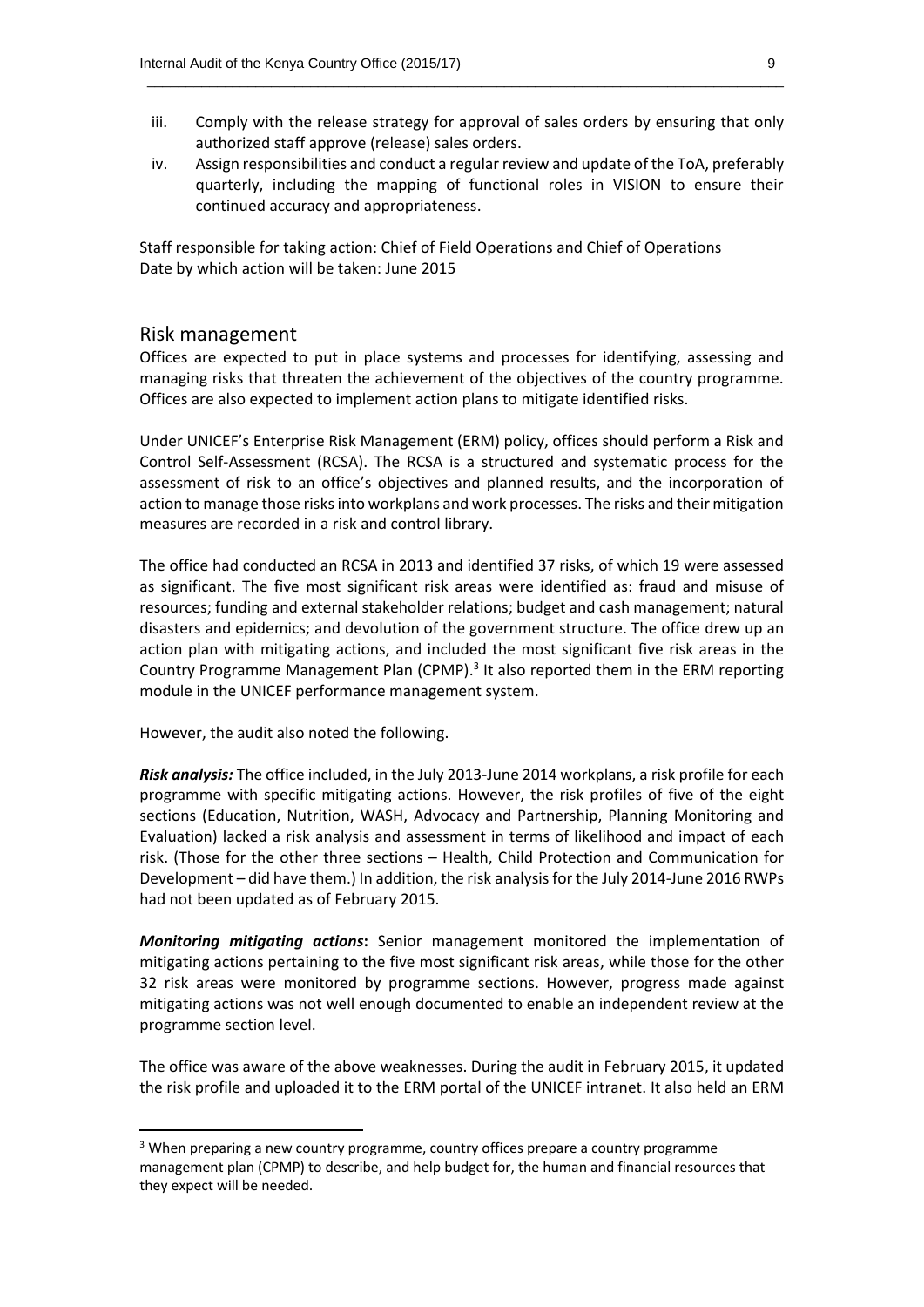iii. Comply with the release strategy for approval of sales orders by ensuring that only authorized staff approve (release) sales orders.
iv. Assign responsibilities and conduct a regular review and update of the ToA, preferably quarterly, including the mapping of functional roles in VISION to ensure their continued accuracy and appropriateness.

Staff responsible for taking action: Chief of Field Operations and Chief of Operations
Date by which action will be taken: June 2015

## Risk management

Offices are expected to put in place systems and processes for identifying, assessing and managing risks that threaten the achievement of the objectives of the country programme. Offices are also expected to implement action plans to mitigate identified risks.

Under UNICEF's Enterprise Risk Management (ERM) policy, offices should perform a Risk and Control Self-Assessment (RCSA). The RCSA is a structured and systematic process for the assessment of risk to an office's objectives and planned results, and the incorporation of action to manage those risks into workplans and work processes. The risks and their mitigation measures are recorded in a risk and control library.

The office had conducted an RCSA in 2013 and identified 37 risks, of which 19 were assessed as significant. The five most significant risk areas were identified as: fraud and misuse of resources; funding and external stakeholder relations; budget and cash management; natural disasters and epidemics; and devolution of the government structure. The office drew up an action plan with mitigating actions, and included the most significant five risk areas in the Country Programme Management Plan (CPMP).[3] It also reported them in the ERM reporting module in the UNICEF performance management system.

However, the audit also noted the following.

***Risk analysis:*** The office included, in the July 2013-June 2014 workplans, a risk profile for each programme with specific mitigating actions. However, the risk profiles of five of the eight sections (Education, Nutrition, WASH, Advocacy and Partnership, Planning Monitoring and Evaluation) lacked a risk analysis and assessment in terms of likelihood and impact of each risk. (Those for the other three sections – Health, Child Protection and Communication for Development – did have them.) In addition, the risk analysis for the July 2014-June 2016 RWPs had not been updated as of February 2015.

***Monitoring mitigating actions*:** Senior management monitored the implementation of mitigating actions pertaining to the five most significant risk areas, while those for the other 32 risk areas were monitored by programme sections. However, progress made against mitigating actions was not well enough documented to enable an independent review at the programme section level.

The office was aware of the above weaknesses. During the audit in February 2015, it updated the risk profile and uploaded it to the ERM portal of the UNICEF intranet. It also held an ERM

[3] When preparing a new country programme, country offices prepare a country programme management plan (CPMP) to describe, and help budget for, the human and financial resources that they expect will be needed.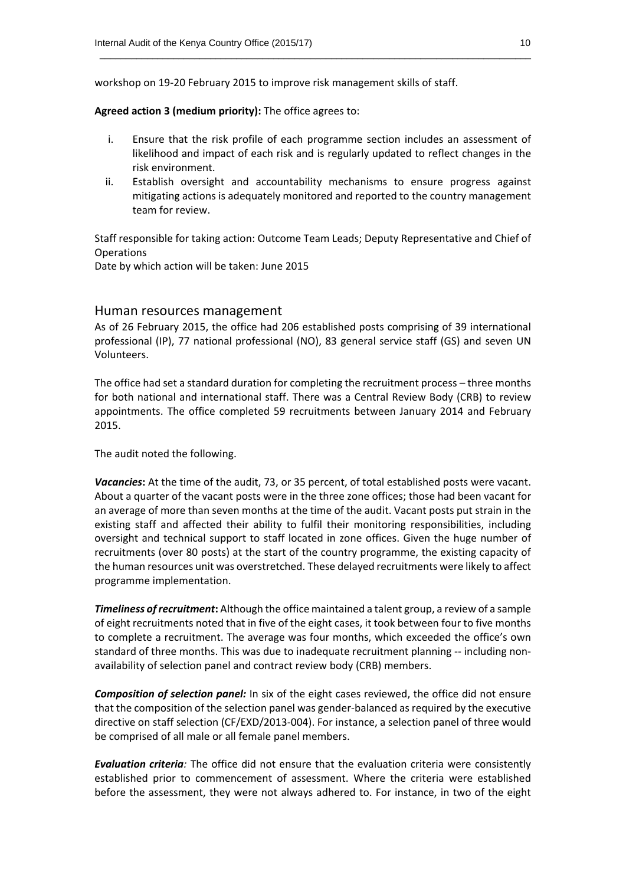workshop on 19-20 February 2015 to improve risk management skills of staff.

**Agreed action 3 (medium priority):** The office agrees to:

i. Ensure that the risk profile of each programme section includes an assessment of likelihood and impact of each risk and is regularly updated to reflect changes in the risk environment.
ii. Establish oversight and accountability mechanisms to ensure progress against mitigating actions is adequately monitored and reported to the country management team for review.

Staff responsible for taking action: Outcome Team Leads; Deputy Representative and Chief of Operations
Date by which action will be taken: June 2015

## Human resources management

As of 26 February 2015, the office had 206 established posts comprising of 39 international professional (IP), 77 national professional (NO), 83 general service staff (GS) and seven UN Volunteers.

The office had set a standard duration for completing the recruitment process – three months for both national and international staff. There was a Central Review Body (CRB) to review appointments. The office completed 59 recruitments between January 2014 and February 2015.

The audit noted the following.

***Vacancies*:** At the time of the audit, 73, or 35 percent, of total established posts were vacant. About a quarter of the vacant posts were in the three zone offices; those had been vacant for an average of more than seven months at the time of the audit. Vacant posts put strain in the existing staff and affected their ability to fulfil their monitoring responsibilities, including oversight and technical support to staff located in zone offices. Given the huge number of recruitments (over 80 posts) at the start of the country programme, the existing capacity of the human resources unit was overstretched. These delayed recruitments were likely to affect programme implementation.

***Timeliness of recruitment*:** Although the office maintained a talent group, a review of a sample of eight recruitments noted that in five of the eight cases, it took between four to five months to complete a recruitment. The average was four months, which exceeded the office's own standard of three months. This was due to inadequate recruitment planning -- including non-availability of selection panel and contract review body (CRB) members.

***Composition of selection panel:*** In six of the eight cases reviewed, the office did not ensure that the composition of the selection panel was gender-balanced as required by the executive directive on staff selection (CF/EXD/2013-004). For instance, a selection panel of three would be comprised of all male or all female panel members.

***Evaluation criteria**:* The office did not ensure that the evaluation criteria were consistently established prior to commencement of assessment. Where the criteria were established before the assessment, they were not always adhered to. For instance, in two of the eight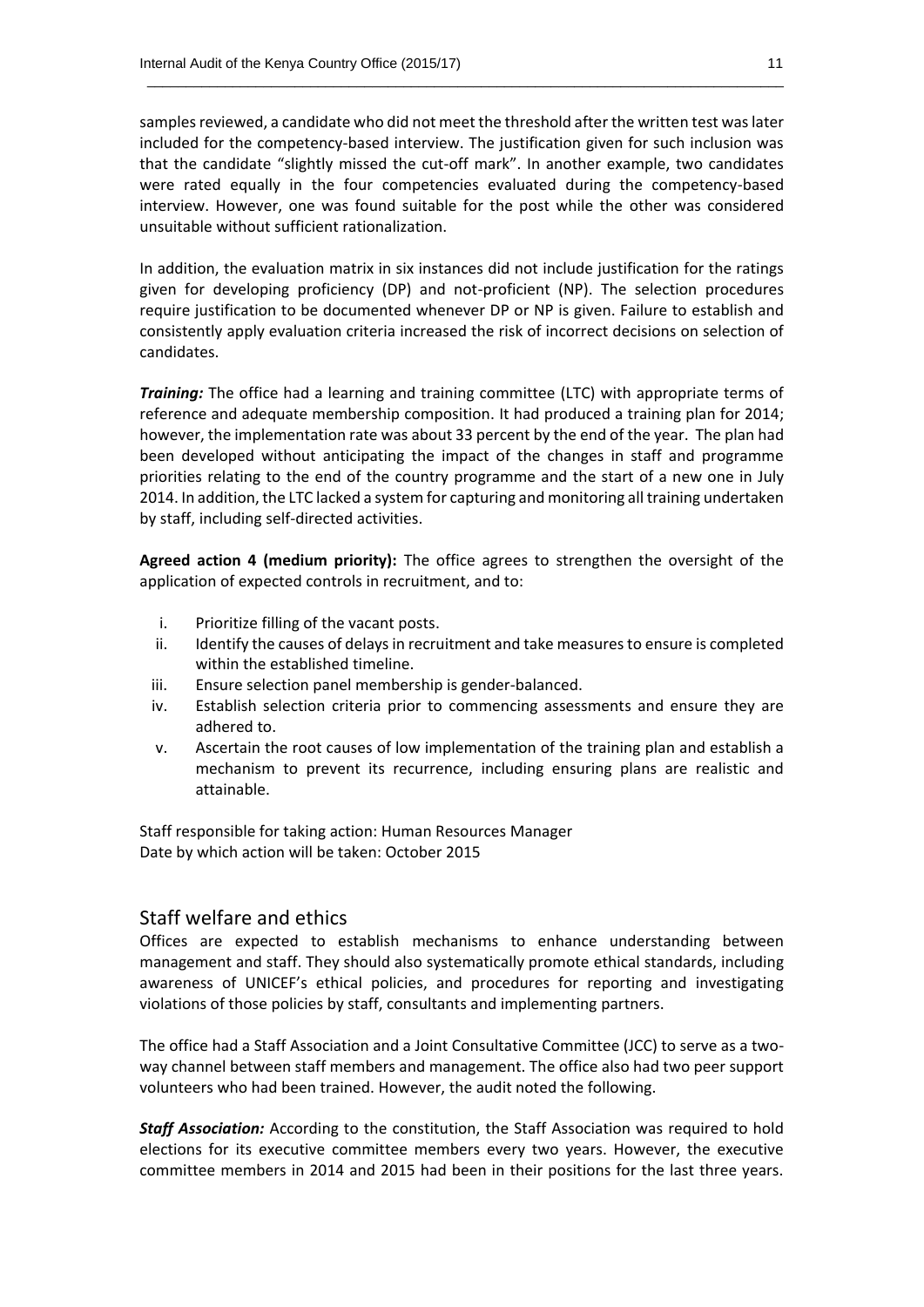samples reviewed, a candidate who did not meet the threshold after the written test was later included for the competency-based interview. The justification given for such inclusion was that the candidate "slightly missed the cut-off mark". In another example, two candidates were rated equally in the four competencies evaluated during the competency-based interview. However, one was found suitable for the post while the other was considered unsuitable without sufficient rationalization.

In addition, the evaluation matrix in six instances did not include justification for the ratings given for developing proficiency (DP) and not-proficient (NP). The selection procedures require justification to be documented whenever DP or NP is given. Failure to establish and consistently apply evaluation criteria increased the risk of incorrect decisions on selection of candidates.

***Training:*** The office had a learning and training committee (LTC) with appropriate terms of reference and adequate membership composition. It had produced a training plan for 2014; however, the implementation rate was about 33 percent by the end of the year. The plan had been developed without anticipating the impact of the changes in staff and programme priorities relating to the end of the country programme and the start of a new one in July 2014. In addition, the LTC lacked a system for capturing and monitoring all training undertaken by staff, including self-directed activities.

**Agreed action 4 (medium priority):** The office agrees to strengthen the oversight of the application of expected controls in recruitment, and to:

i. Prioritize filling of the vacant posts.
ii. Identify the causes of delays in recruitment and take measures to ensure is completed within the established timeline.
iii. Ensure selection panel membership is gender-balanced.
iv. Establish selection criteria prior to commencing assessments and ensure they are adhered to.
v. Ascertain the root causes of low implementation of the training plan and establish a mechanism to prevent its recurrence, including ensuring plans are realistic and attainable.

Staff responsible for taking action: Human Resources Manager
Date by which action will be taken: October 2015

## Staff welfare and ethics

Offices are expected to establish mechanisms to enhance understanding between management and staff. They should also systematically promote ethical standards, including awareness of UNICEF's ethical policies, and procedures for reporting and investigating violations of those policies by staff, consultants and implementing partners.

The office had a Staff Association and a Joint Consultative Committee (JCC) to serve as a two-way channel between staff members and management. The office also had two peer support volunteers who had been trained. However, the audit noted the following.

***Staff Association:*** According to the constitution, the Staff Association was required to hold elections for its executive committee members every two years. However, the executive committee members in 2014 and 2015 had been in their positions for the last three years.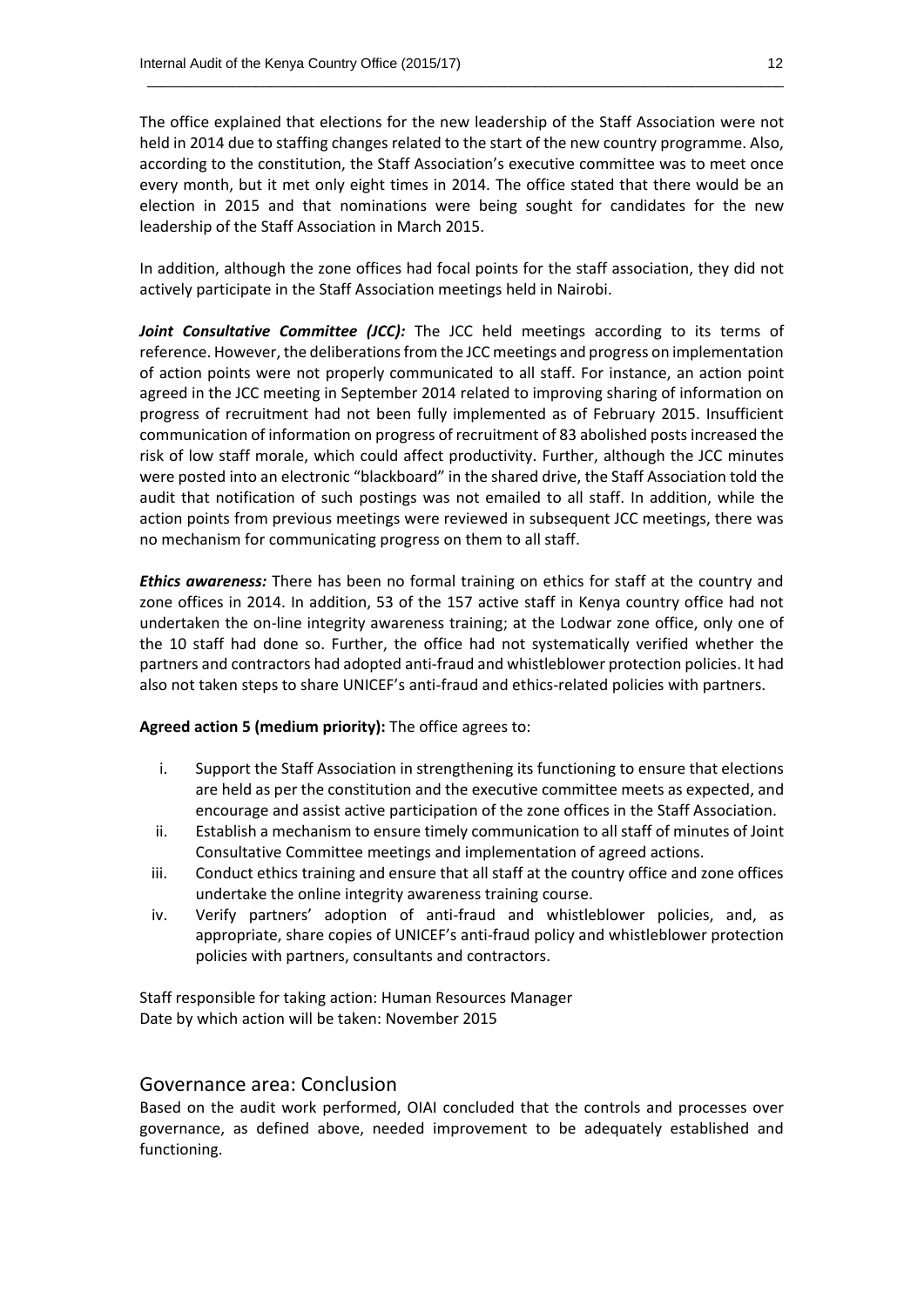The office explained that elections for the new leadership of the Staff Association were not held in 2014 due to staffing changes related to the start of the new country programme. Also, according to the constitution, the Staff Association's executive committee was to meet once every month, but it met only eight times in 2014. The office stated that there would be an election in 2015 and that nominations were being sought for candidates for the new leadership of the Staff Association in March 2015.

In addition, although the zone offices had focal points for the staff association, they did not actively participate in the Staff Association meetings held in Nairobi.

***Joint Consultative Committee (JCC):*** The JCC held meetings according to its terms of reference. However, the deliberations from the JCC meetings and progress on implementation of action points were not properly communicated to all staff. For instance, an action point agreed in the JCC meeting in September 2014 related to improving sharing of information on progress of recruitment had not been fully implemented as of February 2015. Insufficient communication of information on progress of recruitment of 83 abolished posts increased the risk of low staff morale, which could affect productivity. Further, although the JCC minutes were posted into an electronic "blackboard" in the shared drive, the Staff Association told the audit that notification of such postings was not emailed to all staff. In addition, while the action points from previous meetings were reviewed in subsequent JCC meetings, there was no mechanism for communicating progress on them to all staff.

***Ethics awareness:*** There has been no formal training on ethics for staff at the country and zone offices in 2014. In addition, 53 of the 157 active staff in Kenya country office had not undertaken the on-line integrity awareness training; at the Lodwar zone office, only one of the 10 staff had done so. Further, the office had not systematically verified whether the partners and contractors had adopted anti-fraud and whistleblower protection policies. It had also not taken steps to share UNICEF's anti-fraud and ethics-related policies with partners.

**Agreed action 5 (medium priority):** The office agrees to:

i. Support the Staff Association in strengthening its functioning to ensure that elections are held as per the constitution and the executive committee meets as expected, and encourage and assist active participation of the zone offices in the Staff Association.
ii. Establish a mechanism to ensure timely communication to all staff of minutes of Joint Consultative Committee meetings and implementation of agreed actions.
iii. Conduct ethics training and ensure that all staff at the country office and zone offices undertake the online integrity awareness training course.
iv. Verify partners' adoption of anti-fraud and whistleblower policies, and, as appropriate, share copies of UNICEF's anti-fraud policy and whistleblower protection policies with partners, consultants and contractors.

Staff responsible for taking action: Human Resources Manager
Date by which action will be taken: November 2015

## Governance area: Conclusion

Based on the audit work performed, OIAI concluded that the controls and processes over governance, as defined above, needed improvement to be adequately established and functioning.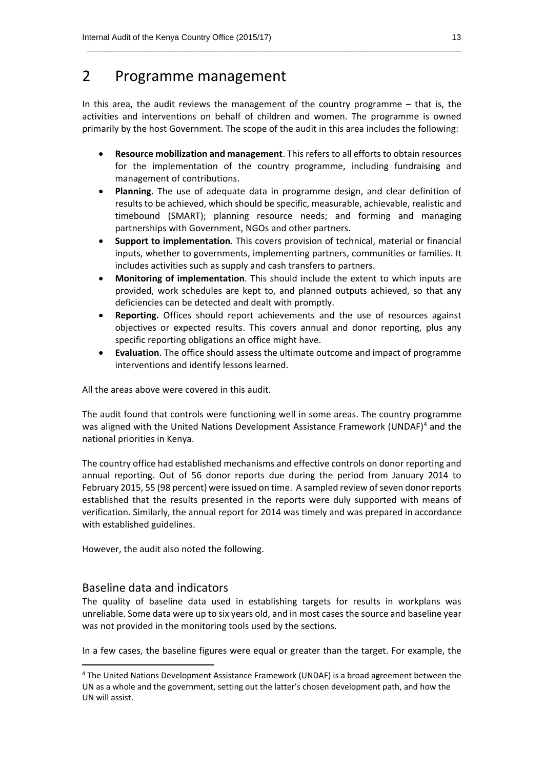# 2 Programme management

In this area, the audit reviews the management of the country programme – that is, the activities and interventions on behalf of children and women. The programme is owned primarily by the host Government. The scope of the audit in this area includes the following:

- **Resource mobilization and management**. This refers to all efforts to obtain resources for the implementation of the country programme, including fundraising and management of contributions.
- **Planning**. The use of adequate data in programme design, and clear definition of results to be achieved, which should be specific, measurable, achievable, realistic and timebound (SMART); planning resource needs; and forming and managing partnerships with Government, NGOs and other partners.
- **Support to implementation**. This covers provision of technical, material or financial inputs, whether to governments, implementing partners, communities or families. It includes activities such as supply and cash transfers to partners.
- **Monitoring of implementation**. This should include the extent to which inputs are provided, work schedules are kept to, and planned outputs achieved, so that any deficiencies can be detected and dealt with promptly.
- **Reporting.** Offices should report achievements and the use of resources against objectives or expected results. This covers annual and donor reporting, plus any specific reporting obligations an office might have.
- **Evaluation**. The office should assess the ultimate outcome and impact of programme interventions and identify lessons learned.

All the areas above were covered in this audit.

The audit found that controls were functioning well in some areas. The country programme was aligned with the United Nations Development Assistance Framework (UNDAF)[4] and the national priorities in Kenya.

The country office had established mechanisms and effective controls on donor reporting and annual reporting. Out of 56 donor reports due during the period from January 2014 to February 2015, 55 (98 percent) were issued on time. A sampled review of seven donor reports established that the results presented in the reports were duly supported with means of verification. Similarly, the annual report for 2014 was timely and was prepared in accordance with established guidelines.

However, the audit also noted the following.

## Baseline data and indicators

The quality of baseline data used in establishing targets for results in workplans was unreliable. Some data were up to six years old, and in most cases the source and baseline year was not provided in the monitoring tools used by the sections.

In a few cases, the baseline figures were equal or greater than the target. For example, the

[4] The United Nations Development Assistance Framework (UNDAF) is a broad agreement between the UN as a whole and the government, setting out the latter's chosen development path, and how the UN will assist.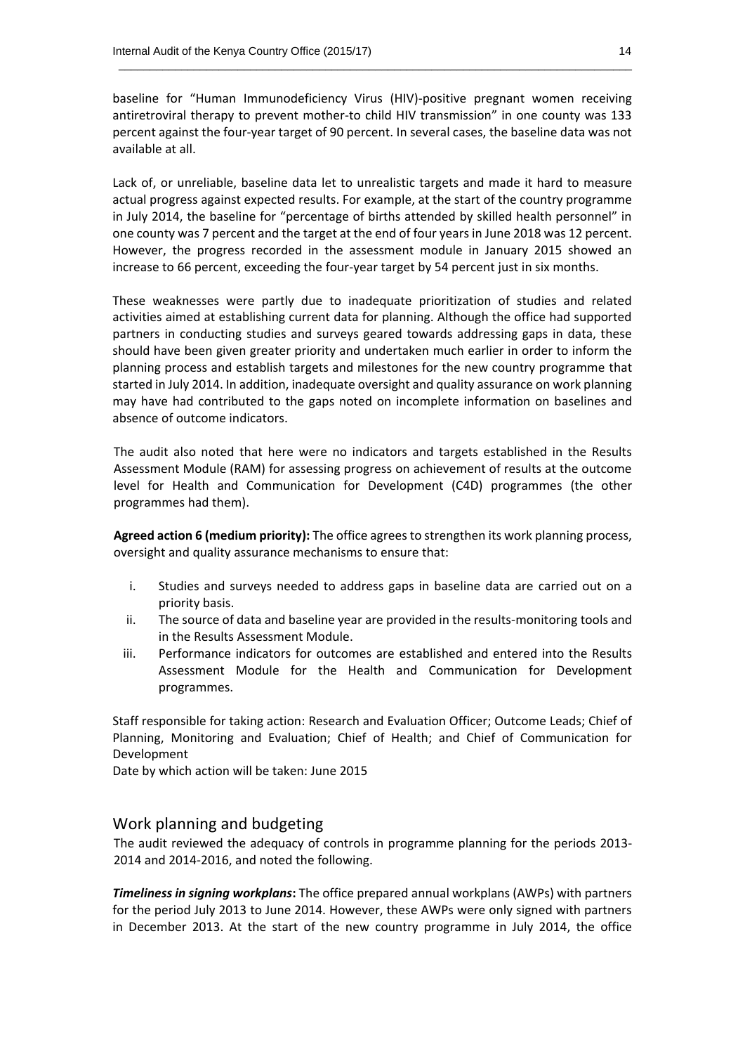baseline for "Human Immunodeficiency Virus (HIV)-positive pregnant women receiving antiretroviral therapy to prevent mother-to child HIV transmission" in one county was 133 percent against the four-year target of 90 percent. In several cases, the baseline data was not available at all.

Lack of, or unreliable, baseline data let to unrealistic targets and made it hard to measure actual progress against expected results. For example, at the start of the country programme in July 2014, the baseline for "percentage of births attended by skilled health personnel" in one county was 7 percent and the target at the end of four years in June 2018 was 12 percent. However, the progress recorded in the assessment module in January 2015 showed an increase to 66 percent, exceeding the four-year target by 54 percent just in six months.

These weaknesses were partly due to inadequate prioritization of studies and related activities aimed at establishing current data for planning. Although the office had supported partners in conducting studies and surveys geared towards addressing gaps in data, these should have been given greater priority and undertaken much earlier in order to inform the planning process and establish targets and milestones for the new country programme that started in July 2014. In addition, inadequate oversight and quality assurance on work planning may have had contributed to the gaps noted on incomplete information on baselines and absence of outcome indicators.

The audit also noted that here were no indicators and targets established in the Results Assessment Module (RAM) for assessing progress on achievement of results at the outcome level for Health and Communication for Development (C4D) programmes (the other programmes had them).

**Agreed action 6 (medium priority):** The office agrees to strengthen its work planning process, oversight and quality assurance mechanisms to ensure that:

i. Studies and surveys needed to address gaps in baseline data are carried out on a priority basis.
ii. The source of data and baseline year are provided in the results-monitoring tools and in the Results Assessment Module.
iii. Performance indicators for outcomes are established and entered into the Results Assessment Module for the Health and Communication for Development programmes.

Staff responsible for taking action: Research and Evaluation Officer; Outcome Leads; Chief of Planning, Monitoring and Evaluation; Chief of Health; and Chief of Communication for Development
Date by which action will be taken: June 2015

## Work planning and budgeting

The audit reviewed the adequacy of controls in programme planning for the periods 2013-2014 and 2014-2016, and noted the following.

***Timeliness in signing workplans*:** The office prepared annual workplans (AWPs) with partners for the period July 2013 to June 2014. However, these AWPs were only signed with partners in December 2013. At the start of the new country programme in July 2014, the office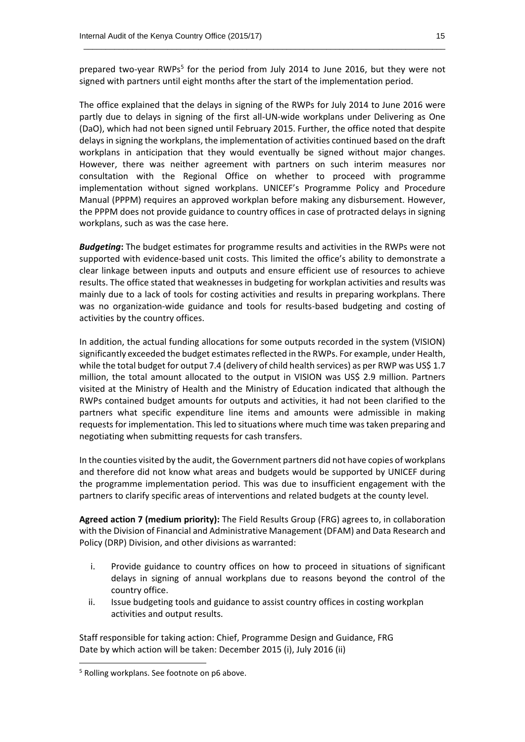prepared two-year RWPs[5] for the period from July 2014 to June 2016, but they were not signed with partners until eight months after the start of the implementation period.

The office explained that the delays in signing of the RWPs for July 2014 to June 2016 were partly due to delays in signing of the first all-UN-wide workplans under Delivering as One (DaO), which had not been signed until February 2015. Further, the office noted that despite delays in signing the workplans, the implementation of activities continued based on the draft workplans in anticipation that they would eventually be signed without major changes. However, there was neither agreement with partners on such interim measures nor consultation with the Regional Office on whether to proceed with programme implementation without signed workplans. UNICEF's Programme Policy and Procedure Manual (PPPM) requires an approved workplan before making any disbursement. However, the PPPM does not provide guidance to country offices in case of protracted delays in signing workplans, such as was the case here.

***Budgeting*****:** The budget estimates for programme results and activities in the RWPs were not supported with evidence-based unit costs. This limited the office's ability to demonstrate a clear linkage between inputs and outputs and ensure efficient use of resources to achieve results. The office stated that weaknesses in budgeting for workplan activities and results was mainly due to a lack of tools for costing activities and results in preparing workplans. There was no organization-wide guidance and tools for results-based budgeting and costing of activities by the country offices.

In addition, the actual funding allocations for some outputs recorded in the system (VISION) significantly exceeded the budget estimates reflected in the RWPs. For example, under Health, while the total budget for output 7.4 (delivery of child health services) as per RWP was US$ 1.7 million, the total amount allocated to the output in VISION was US$ 2.9 million. Partners visited at the Ministry of Health and the Ministry of Education indicated that although the RWPs contained budget amounts for outputs and activities, it had not been clarified to the partners what specific expenditure line items and amounts were admissible in making requests for implementation. This led to situations where much time was taken preparing and negotiating when submitting requests for cash transfers.

In the counties visited by the audit, the Government partners did not have copies of workplans and therefore did not know what areas and budgets would be supported by UNICEF during the programme implementation period. This was due to insufficient engagement with the partners to clarify specific areas of interventions and related budgets at the county level.

**Agreed action 7 (medium priority):** The Field Results Group (FRG) agrees to, in collaboration with the Division of Financial and Administrative Management (DFAM) and Data Research and Policy (DRP) Division, and other divisions as warranted:

i. Provide guidance to country offices on how to proceed in situations of significant delays in signing of annual workplans due to reasons beyond the control of the country office.
ii. Issue budgeting tools and guidance to assist country offices in costing workplan activities and output results.

Staff responsible for taking action: Chief, Programme Design and Guidance, FRG
Date by which action will be taken: December 2015 (i), July 2016 (ii)

[5] Rolling workplans. See footnote on p6 above.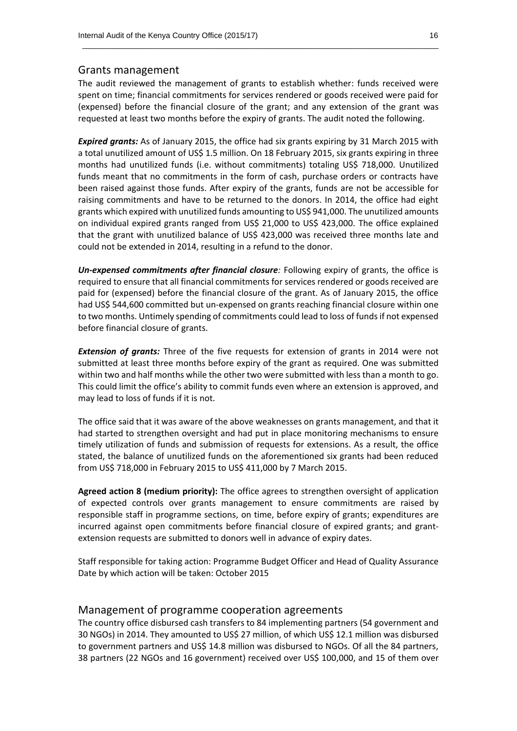## Grants management

The audit reviewed the management of grants to establish whether: funds received were spent on time; financial commitments for services rendered or goods received were paid for (expensed) before the financial closure of the grant; and any extension of the grant was requested at least two months before the expiry of grants. The audit noted the following.

***Expired grants:*** As of January 2015, the office had six grants expiring by 31 March 2015 with a total unutilized amount of US$ 1.5 million. On 18 February 2015, six grants expiring in three months had unutilized funds (i.e. without commitments) totaling US$ 718,000. Unutilized funds meant that no commitments in the form of cash, purchase orders or contracts have been raised against those funds. After expiry of the grants, funds are not be accessible for raising commitments and have to be returned to the donors. In 2014, the office had eight grants which expired with unutilized funds amounting to US$ 941,000. The unutilized amounts on individual expired grants ranged from US$ 21,000 to US$ 423,000. The office explained that the grant with unutilized balance of US$ 423,000 was received three months late and could not be extended in 2014, resulting in a refund to the donor.

***Un-expensed commitments after financial closure:*** Following expiry of grants, the office is required to ensure that all financial commitments for services rendered or goods received are paid for (expensed) before the financial closure of the grant. As of January 2015, the office had US$ 544,600 committed but un-expensed on grants reaching financial closure within one to two months. Untimely spending of commitments could lead to loss of funds if not expensed before financial closure of grants.

***Extension of grants:*** Three of the five requests for extension of grants in 2014 were not submitted at least three months before expiry of the grant as required. One was submitted within two and half months while the other two were submitted with less than a month to go. This could limit the office's ability to commit funds even where an extension is approved, and may lead to loss of funds if it is not.

The office said that it was aware of the above weaknesses on grants management, and that it had started to strengthen oversight and had put in place monitoring mechanisms to ensure timely utilization of funds and submission of requests for extensions. As a result, the office stated, the balance of unutilized funds on the aforementioned six grants had been reduced from US$ 718,000 in February 2015 to US$ 411,000 by 7 March 2015.

**Agreed action 8 (medium priority):** The office agrees to strengthen oversight of application of expected controls over grants management to ensure commitments are raised by responsible staff in programme sections, on time, before expiry of grants; expenditures are incurred against open commitments before financial closure of expired grants; and grant-extension requests are submitted to donors well in advance of expiry dates.

Staff responsible for taking action: Programme Budget Officer and Head of Quality Assurance
Date by which action will be taken: October 2015

## Management of programme cooperation agreements

The country office disbursed cash transfers to 84 implementing partners (54 government and 30 NGOs) in 2014. They amounted to US$ 27 million, of which US$ 12.1 million was disbursed to government partners and US$ 14.8 million was disbursed to NGOs. Of all the 84 partners, 38 partners (22 NGOs and 16 government) received over US$ 100,000, and 15 of them over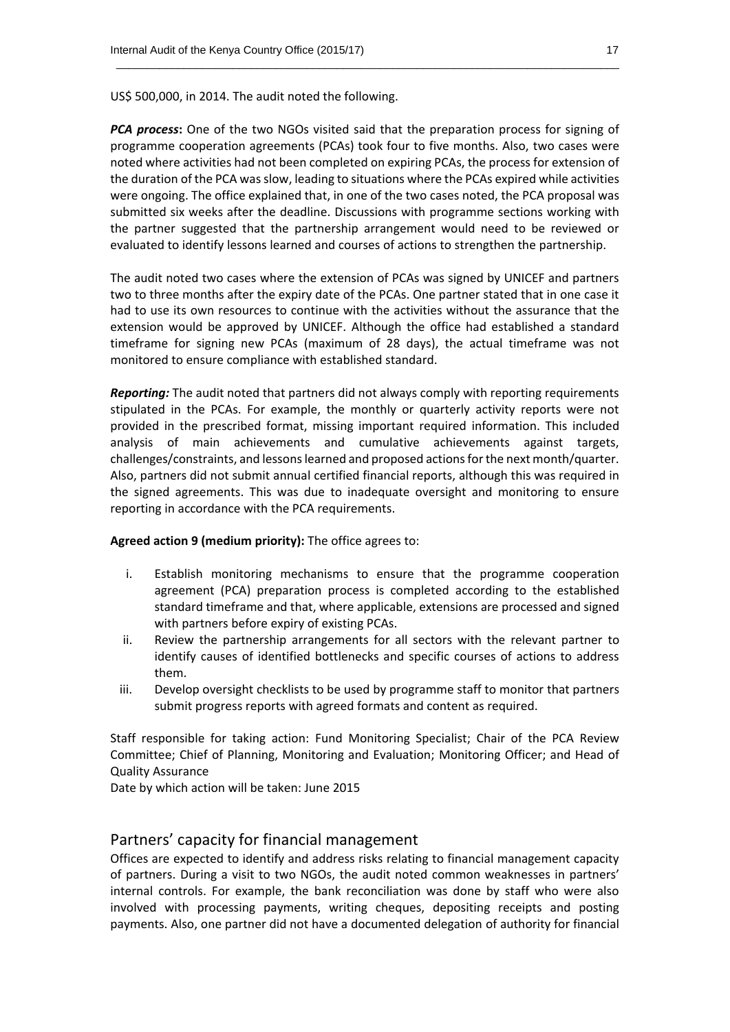US$ 500,000, in 2014. The audit noted the following.

***PCA process*:** One of the two NGOs visited said that the preparation process for signing of programme cooperation agreements (PCAs) took four to five months. Also, two cases were noted where activities had not been completed on expiring PCAs, the process for extension of the duration of the PCA was slow, leading to situations where the PCAs expired while activities were ongoing. The office explained that, in one of the two cases noted, the PCA proposal was submitted six weeks after the deadline. Discussions with programme sections working with the partner suggested that the partnership arrangement would need to be reviewed or evaluated to identify lessons learned and courses of actions to strengthen the partnership.

The audit noted two cases where the extension of PCAs was signed by UNICEF and partners two to three months after the expiry date of the PCAs. One partner stated that in one case it had to use its own resources to continue with the activities without the assurance that the extension would be approved by UNICEF. Although the office had established a standard timeframe for signing new PCAs (maximum of 28 days), the actual timeframe was not monitored to ensure compliance with established standard.

***Reporting:*** The audit noted that partners did not always comply with reporting requirements stipulated in the PCAs. For example, the monthly or quarterly activity reports were not provided in the prescribed format, missing important required information. This included analysis of main achievements and cumulative achievements against targets, challenges/constraints, and lessons learned and proposed actions for the next month/quarter. Also, partners did not submit annual certified financial reports, although this was required in the signed agreements. This was due to inadequate oversight and monitoring to ensure reporting in accordance with the PCA requirements.

**Agreed action 9 (medium priority):** The office agrees to:

i. Establish monitoring mechanisms to ensure that the programme cooperation agreement (PCA) preparation process is completed according to the established standard timeframe and that, where applicable, extensions are processed and signed with partners before expiry of existing PCAs.
ii. Review the partnership arrangements for all sectors with the relevant partner to identify causes of identified bottlenecks and specific courses of actions to address them.
iii. Develop oversight checklists to be used by programme staff to monitor that partners submit progress reports with agreed formats and content as required.

Staff responsible for taking action: Fund Monitoring Specialist; Chair of the PCA Review Committee; Chief of Planning, Monitoring and Evaluation; Monitoring Officer; and Head of Quality Assurance
Date by which action will be taken: June 2015

## Partners' capacity for financial management

Offices are expected to identify and address risks relating to financial management capacity of partners. During a visit to two NGOs, the audit noted common weaknesses in partners' internal controls. For example, the bank reconciliation was done by staff who were also involved with processing payments, writing cheques, depositing receipts and posting payments. Also, one partner did not have a documented delegation of authority for financial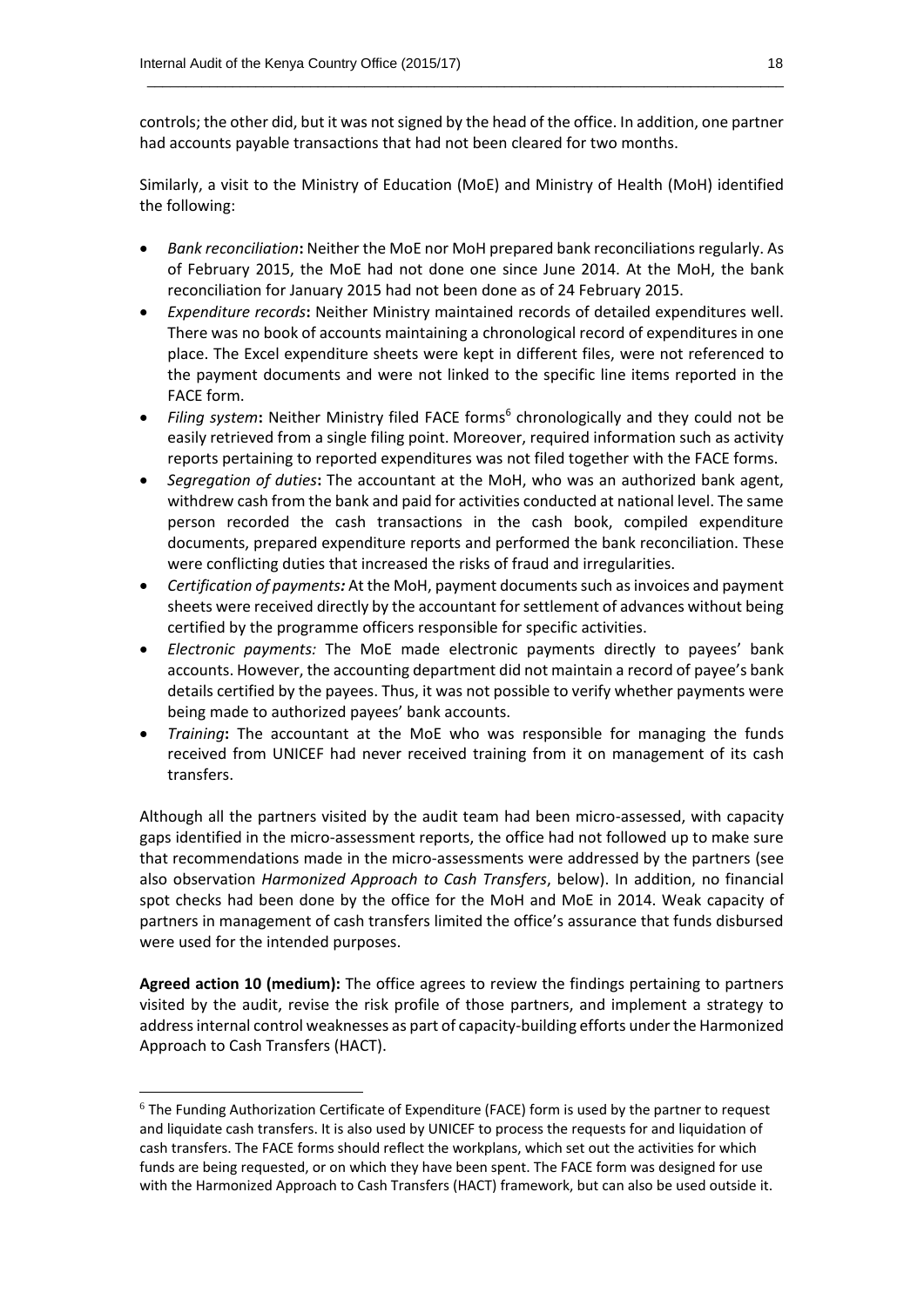controls; the other did, but it was not signed by the head of the office. In addition, one partner had accounts payable transactions that had not been cleared for two months.

Similarly, a visit to the Ministry of Education (MoE) and Ministry of Health (MoH) identified the following:

- *Bank reconciliation*: Neither the MoE nor MoH prepared bank reconciliations regularly. As of February 2015, the MoE had not done one since June 2014. At the MoH, the bank reconciliation for January 2015 had not been done as of 24 February 2015.
- *Expenditure records*: Neither Ministry maintained records of detailed expenditures well. There was no book of accounts maintaining a chronological record of expenditures in one place. The Excel expenditure sheets were kept in different files, were not referenced to the payment documents and were not linked to the specific line items reported in the FACE form.
- *Filing system*: Neither Ministry filed FACE forms[6] chronologically and they could not be easily retrieved from a single filing point. Moreover, required information such as activity reports pertaining to reported expenditures was not filed together with the FACE forms.
- *Segregation of duties*: The accountant at the MoH, who was an authorized bank agent, withdrew cash from the bank and paid for activities conducted at national level. The same person recorded the cash transactions in the cash book, compiled expenditure documents, prepared expenditure reports and performed the bank reconciliation. These were conflicting duties that increased the risks of fraud and irregularities.
- *Certification of payments:* At the MoH, payment documents such as invoices and payment sheets were received directly by the accountant for settlement of advances without being certified by the programme officers responsible for specific activities.
- *Electronic payments:* The MoE made electronic payments directly to payees' bank accounts. However, the accounting department did not maintain a record of payee's bank details certified by the payees. Thus, it was not possible to verify whether payments were being made to authorized payees' bank accounts.
- *Training*: The accountant at the MoE who was responsible for managing the funds received from UNICEF had never received training from it on management of its cash transfers.

Although all the partners visited by the audit team had been micro-assessed, with capacity gaps identified in the micro-assessment reports, the office had not followed up to make sure that recommendations made in the micro-assessments were addressed by the partners (see also observation *Harmonized Approach to Cash Transfers*, below). In addition, no financial spot checks had been done by the office for the MoH and MoE in 2014. Weak capacity of partners in management of cash transfers limited the office's assurance that funds disbursed were used for the intended purposes.

**Agreed action 10 (medium):** The office agrees to review the findings pertaining to partners visited by the audit, revise the risk profile of those partners, and implement a strategy to address internal control weaknesses as part of capacity-building efforts under the Harmonized Approach to Cash Transfers (HACT).

---

[6] The Funding Authorization Certificate of Expenditure (FACE) form is used by the partner to request and liquidate cash transfers. It is also used by UNICEF to process the requests for and liquidation of cash transfers. The FACE forms should reflect the workplans, which set out the activities for which funds are being requested, or on which they have been spent. The FACE form was designed for use with the Harmonized Approach to Cash Transfers (HACT) framework, but can also be used outside it.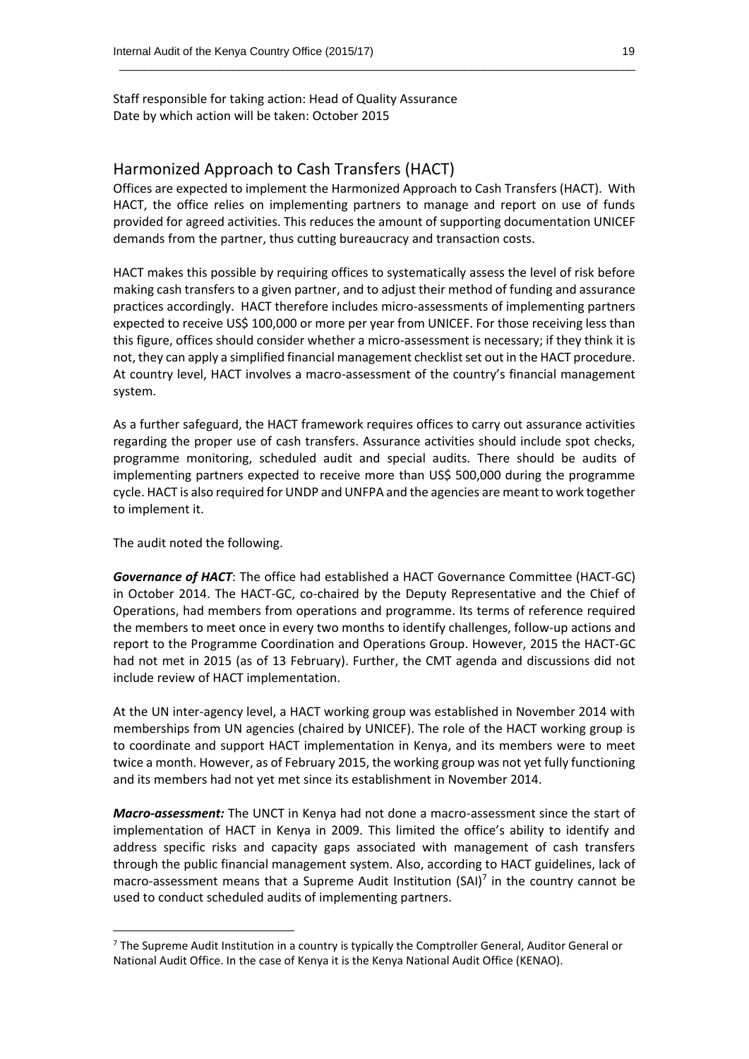Staff responsible for taking action: Head of Quality Assurance
Date by which action will be taken: October 2015

## Harmonized Approach to Cash Transfers (HACT)

Offices are expected to implement the Harmonized Approach to Cash Transfers (HACT). With HACT, the office relies on implementing partners to manage and report on use of funds provided for agreed activities. This reduces the amount of supporting documentation UNICEF demands from the partner, thus cutting bureaucracy and transaction costs.

HACT makes this possible by requiring offices to systematically assess the level of risk before making cash transfers to a given partner, and to adjust their method of funding and assurance practices accordingly. HACT therefore includes micro-assessments of implementing partners expected to receive US$ 100,000 or more per year from UNICEF. For those receiving less than this figure, offices should consider whether a micro-assessment is necessary; if they think it is not, they can apply a simplified financial management checklist set out in the HACT procedure. At country level, HACT involves a macro-assessment of the country's financial management system.

As a further safeguard, the HACT framework requires offices to carry out assurance activities regarding the proper use of cash transfers. Assurance activities should include spot checks, programme monitoring, scheduled audit and special audits. There should be audits of implementing partners expected to receive more than US$ 500,000 during the programme cycle. HACT is also required for UNDP and UNFPA and the agencies are meant to work together to implement it.

The audit noted the following.

***Governance of HACT***: The office had established a HACT Governance Committee (HACT-GC) in October 2014. The HACT-GC, co-chaired by the Deputy Representative and the Chief of Operations, had members from operations and programme. Its terms of reference required the members to meet once in every two months to identify challenges, follow-up actions and report to the Programme Coordination and Operations Group. However, 2015 the HACT-GC had not met in 2015 (as of 13 February). Further, the CMT agenda and discussions did not include review of HACT implementation.

At the UN inter-agency level, a HACT working group was established in November 2014 with memberships from UN agencies (chaired by UNICEF). The role of the HACT working group is to coordinate and support HACT implementation in Kenya, and its members were to meet twice a month. However, as of February 2015, the working group was not yet fully functioning and its members had not yet met since its establishment in November 2014.

***Macro-assessment:*** The UNCT in Kenya had not done a macro-assessment since the start of implementation of HACT in Kenya in 2009. This limited the office's ability to identify and address specific risks and capacity gaps associated with management of cash transfers through the public financial management system. Also, according to HACT guidelines, lack of macro-assessment means that a Supreme Audit Institution (SAI)[7] in the country cannot be used to conduct scheduled audits of implementing partners.

[7] The Supreme Audit Institution in a country is typically the Comptroller General, Auditor General or National Audit Office. In the case of Kenya it is the Kenya National Audit Office (KENAO).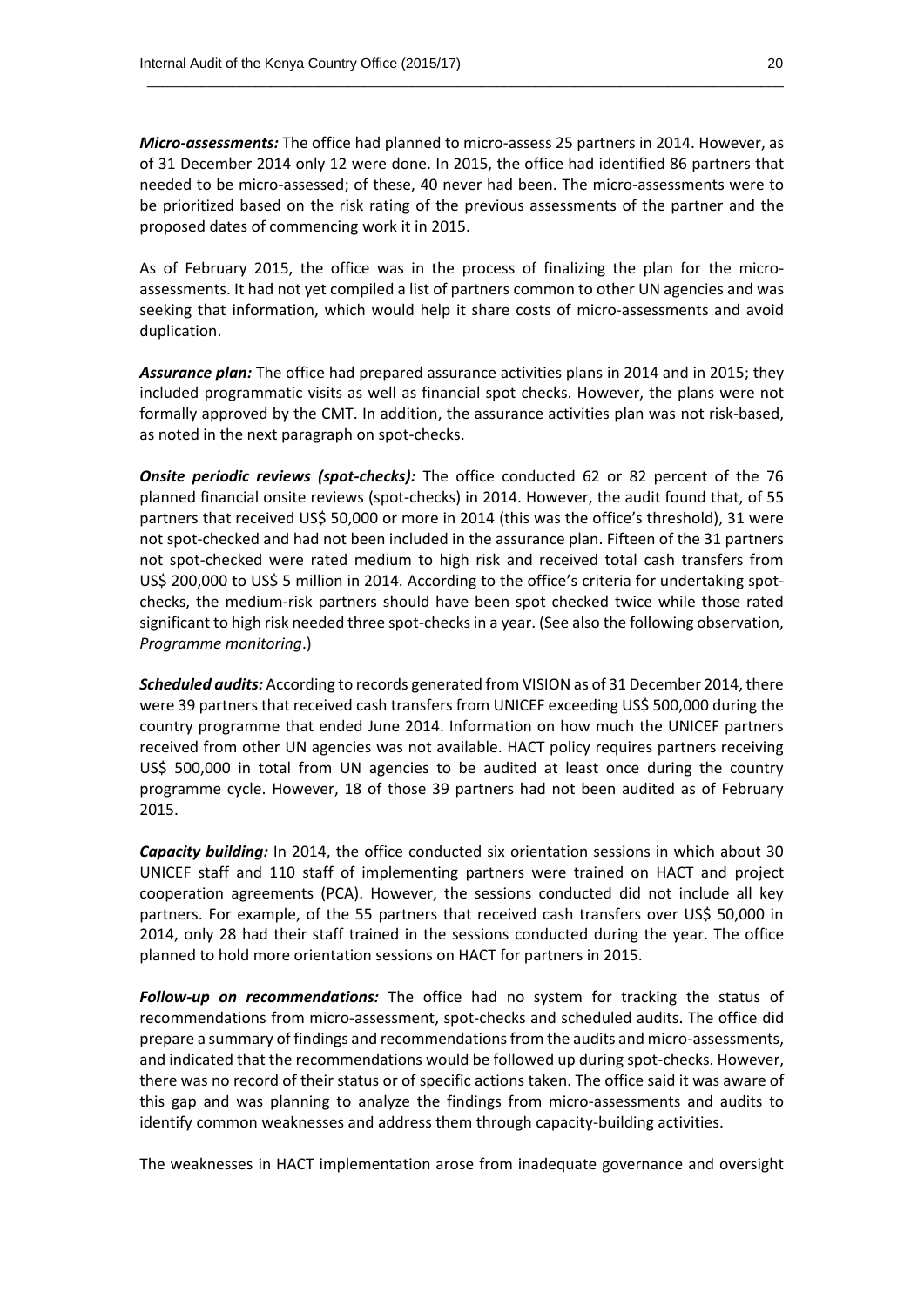***Micro-assessments:*** The office had planned to micro-assess 25 partners in 2014. However, as of 31 December 2014 only 12 were done. In 2015, the office had identified 86 partners that needed to be micro-assessed; of these, 40 never had been. The micro-assessments were to be prioritized based on the risk rating of the previous assessments of the partner and the proposed dates of commencing work it in 2015.

As of February 2015, the office was in the process of finalizing the plan for the micro-assessments. It had not yet compiled a list of partners common to other UN agencies and was seeking that information, which would help it share costs of micro-assessments and avoid duplication.

***Assurance plan:*** The office had prepared assurance activities plans in 2014 and in 2015; they included programmatic visits as well as financial spot checks. However, the plans were not formally approved by the CMT. In addition, the assurance activities plan was not risk-based, as noted in the next paragraph on spot-checks.

***Onsite periodic reviews (spot-checks):*** The office conducted 62 or 82 percent of the 76 planned financial onsite reviews (spot-checks) in 2014. However, the audit found that, of 55 partners that received US$ 50,000 or more in 2014 (this was the office's threshold), 31 were not spot-checked and had not been included in the assurance plan. Fifteen of the 31 partners not spot-checked were rated medium to high risk and received total cash transfers from US$ 200,000 to US$ 5 million in 2014. According to the office's criteria for undertaking spot-checks, the medium-risk partners should have been spot checked twice while those rated significant to high risk needed three spot-checks in a year. (See also the following observation, *Programme monitoring*.)

***Scheduled audits:*** According to records generated from VISION as of 31 December 2014, there were 39 partners that received cash transfers from UNICEF exceeding US$ 500,000 during the country programme that ended June 2014. Information on how much the UNICEF partners received from other UN agencies was not available. HACT policy requires partners receiving US$ 500,000 in total from UN agencies to be audited at least once during the country programme cycle. However, 18 of those 39 partners had not been audited as of February 2015.

***Capacity building:*** In 2014, the office conducted six orientation sessions in which about 30 UNICEF staff and 110 staff of implementing partners were trained on HACT and project cooperation agreements (PCA). However, the sessions conducted did not include all key partners. For example, of the 55 partners that received cash transfers over US$ 50,000 in 2014, only 28 had their staff trained in the sessions conducted during the year. The office planned to hold more orientation sessions on HACT for partners in 2015.

***Follow-up on recommendations:*** The office had no system for tracking the status of recommendations from micro-assessment, spot-checks and scheduled audits. The office did prepare a summary of findings and recommendations from the audits and micro-assessments, and indicated that the recommendations would be followed up during spot-checks. However, there was no record of their status or of specific actions taken. The office said it was aware of this gap and was planning to analyze the findings from micro-assessments and audits to identify common weaknesses and address them through capacity-building activities.

The weaknesses in HACT implementation arose from inadequate governance and oversight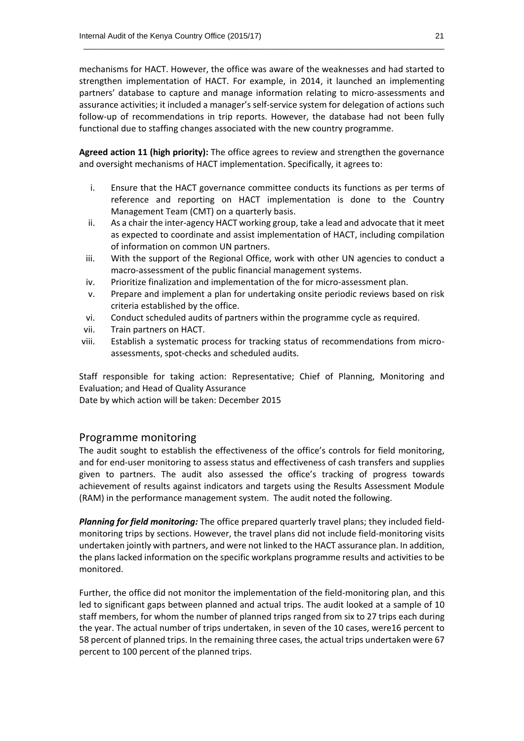mechanisms for HACT. However, the office was aware of the weaknesses and had started to strengthen implementation of HACT. For example, in 2014, it launched an implementing partners' database to capture and manage information relating to micro-assessments and assurance activities; it included a manager's self-service system for delegation of actions such follow-up of recommendations in trip reports. However, the database had not been fully functional due to staffing changes associated with the new country programme.

**Agreed action 11 (high priority):** The office agrees to review and strengthen the governance and oversight mechanisms of HACT implementation. Specifically, it agrees to:

i. Ensure that the HACT governance committee conducts its functions as per terms of reference and reporting on HACT implementation is done to the Country Management Team (CMT) on a quarterly basis.
ii. As a chair the inter-agency HACT working group, take a lead and advocate that it meet as expected to coordinate and assist implementation of HACT, including compilation of information on common UN partners.
iii. With the support of the Regional Office, work with other UN agencies to conduct a macro-assessment of the public financial management systems.
iv. Prioritize finalization and implementation of the for micro-assessment plan.
v. Prepare and implement a plan for undertaking onsite periodic reviews based on risk criteria established by the office.
vi. Conduct scheduled audits of partners within the programme cycle as required.
vii. Train partners on HACT.
viii. Establish a systematic process for tracking status of recommendations from micro-assessments, spot-checks and scheduled audits.

Staff responsible for taking action: Representative; Chief of Planning, Monitoring and Evaluation; and Head of Quality Assurance
Date by which action will be taken: December 2015

## Programme monitoring

The audit sought to establish the effectiveness of the office's controls for field monitoring, and for end-user monitoring to assess status and effectiveness of cash transfers and supplies given to partners. The audit also assessed the office's tracking of progress towards achievement of results against indicators and targets using the Results Assessment Module (RAM) in the performance management system. The audit noted the following.

***Planning for field monitoring:*** The office prepared quarterly travel plans; they included field-monitoring trips by sections. However, the travel plans did not include field-monitoring visits undertaken jointly with partners, and were not linked to the HACT assurance plan. In addition, the plans lacked information on the specific workplans programme results and activities to be monitored.

Further, the office did not monitor the implementation of the field-monitoring plan, and this led to significant gaps between planned and actual trips. The audit looked at a sample of 10 staff members, for whom the number of planned trips ranged from six to 27 trips each during the year. The actual number of trips undertaken, in seven of the 10 cases, were16 percent to 58 percent of planned trips. In the remaining three cases, the actual trips undertaken were 67 percent to 100 percent of the planned trips.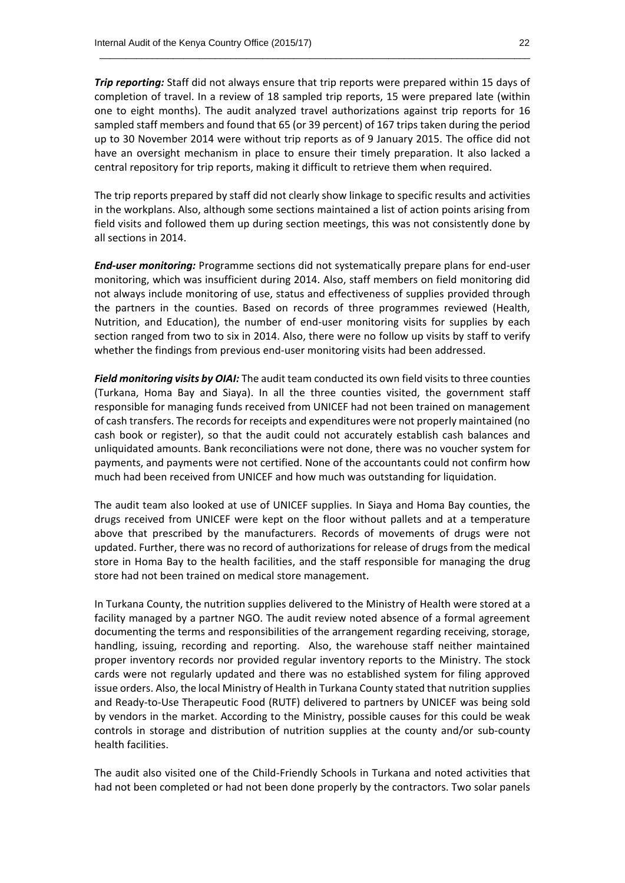***Trip reporting:*** Staff did not always ensure that trip reports were prepared within 15 days of completion of travel. In a review of 18 sampled trip reports, 15 were prepared late (within one to eight months). The audit analyzed travel authorizations against trip reports for 16 sampled staff members and found that 65 (or 39 percent) of 167 trips taken during the period up to 30 November 2014 were without trip reports as of 9 January 2015. The office did not have an oversight mechanism in place to ensure their timely preparation. It also lacked a central repository for trip reports, making it difficult to retrieve them when required.

The trip reports prepared by staff did not clearly show linkage to specific results and activities in the workplans. Also, although some sections maintained a list of action points arising from field visits and followed them up during section meetings, this was not consistently done by all sections in 2014.

***End-user monitoring:*** Programme sections did not systematically prepare plans for end-user monitoring, which was insufficient during 2014. Also, staff members on field monitoring did not always include monitoring of use, status and effectiveness of supplies provided through the partners in the counties. Based on records of three programmes reviewed (Health, Nutrition, and Education), the number of end-user monitoring visits for supplies by each section ranged from two to six in 2014. Also, there were no follow up visits by staff to verify whether the findings from previous end-user monitoring visits had been addressed.

***Field monitoring visits by OIAI:*** The audit team conducted its own field visits to three counties (Turkana, Homa Bay and Siaya). In all the three counties visited, the government staff responsible for managing funds received from UNICEF had not been trained on management of cash transfers. The records for receipts and expenditures were not properly maintained (no cash book or register), so that the audit could not accurately establish cash balances and unliquidated amounts. Bank reconciliations were not done, there was no voucher system for payments, and payments were not certified. None of the accountants could not confirm how much had been received from UNICEF and how much was outstanding for liquidation.

The audit team also looked at use of UNICEF supplies. In Siaya and Homa Bay counties, the drugs received from UNICEF were kept on the floor without pallets and at a temperature above that prescribed by the manufacturers. Records of movements of drugs were not updated. Further, there was no record of authorizations for release of drugs from the medical store in Homa Bay to the health facilities, and the staff responsible for managing the drug store had not been trained on medical store management.

In Turkana County, the nutrition supplies delivered to the Ministry of Health were stored at a facility managed by a partner NGO. The audit review noted absence of a formal agreement documenting the terms and responsibilities of the arrangement regarding receiving, storage, handling, issuing, recording and reporting. Also, the warehouse staff neither maintained proper inventory records nor provided regular inventory reports to the Ministry. The stock cards were not regularly updated and there was no established system for filing approved issue orders. Also, the local Ministry of Health in Turkana County stated that nutrition supplies and Ready-to-Use Therapeutic Food (RUTF) delivered to partners by UNICEF was being sold by vendors in the market. According to the Ministry, possible causes for this could be weak controls in storage and distribution of nutrition supplies at the county and/or sub-county health facilities.

The audit also visited one of the Child-Friendly Schools in Turkana and noted activities that had not been completed or had not been done properly by the contractors. Two solar panels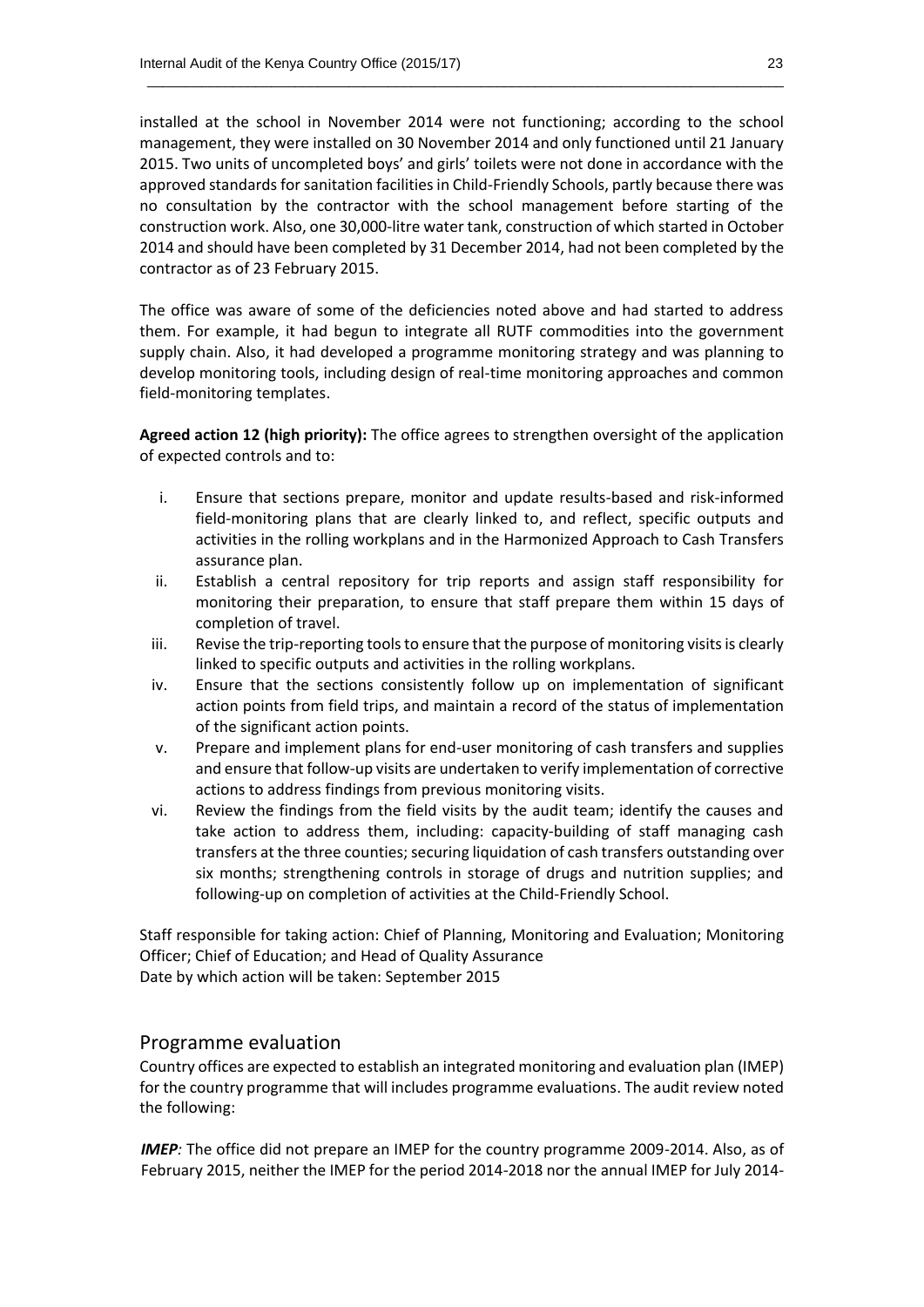installed at the school in November 2014 were not functioning; according to the school management, they were installed on 30 November 2014 and only functioned until 21 January 2015. Two units of uncompleted boys' and girls' toilets were not done in accordance with the approved standards for sanitation facilities in Child-Friendly Schools, partly because there was no consultation by the contractor with the school management before starting of the construction work. Also, one 30,000-litre water tank, construction of which started in October 2014 and should have been completed by 31 December 2014, had not been completed by the contractor as of 23 February 2015.

The office was aware of some of the deficiencies noted above and had started to address them. For example, it had begun to integrate all RUTF commodities into the government supply chain. Also, it had developed a programme monitoring strategy and was planning to develop monitoring tools, including design of real-time monitoring approaches and common field-monitoring templates.

**Agreed action 12 (high priority):** The office agrees to strengthen oversight of the application of expected controls and to:

i. Ensure that sections prepare, monitor and update results-based and risk-informed field-monitoring plans that are clearly linked to, and reflect, specific outputs and activities in the rolling workplans and in the Harmonized Approach to Cash Transfers assurance plan.
ii. Establish a central repository for trip reports and assign staff responsibility for monitoring their preparation, to ensure that staff prepare them within 15 days of completion of travel.
iii. Revise the trip-reporting tools to ensure that the purpose of monitoring visits is clearly linked to specific outputs and activities in the rolling workplans.
iv. Ensure that the sections consistently follow up on implementation of significant action points from field trips, and maintain a record of the status of implementation of the significant action points.
v. Prepare and implement plans for end-user monitoring of cash transfers and supplies and ensure that follow-up visits are undertaken to verify implementation of corrective actions to address findings from previous monitoring visits.
vi. Review the findings from the field visits by the audit team; identify the causes and take action to address them, including: capacity-building of staff managing cash transfers at the three counties; securing liquidation of cash transfers outstanding over six months; strengthening controls in storage of drugs and nutrition supplies; and following-up on completion of activities at the Child-Friendly School.

Staff responsible for taking action: Chief of Planning, Monitoring and Evaluation; Monitoring Officer; Chief of Education; and Head of Quality Assurance
Date by which action will be taken: September 2015

## Programme evaluation

Country offices are expected to establish an integrated monitoring and evaluation plan (IMEP) for the country programme that will includes programme evaluations. The audit review noted the following:

***IMEP**:* The office did not prepare an IMEP for the country programme 2009-2014. Also, as of February 2015, neither the IMEP for the period 2014-2018 nor the annual IMEP for July 2014-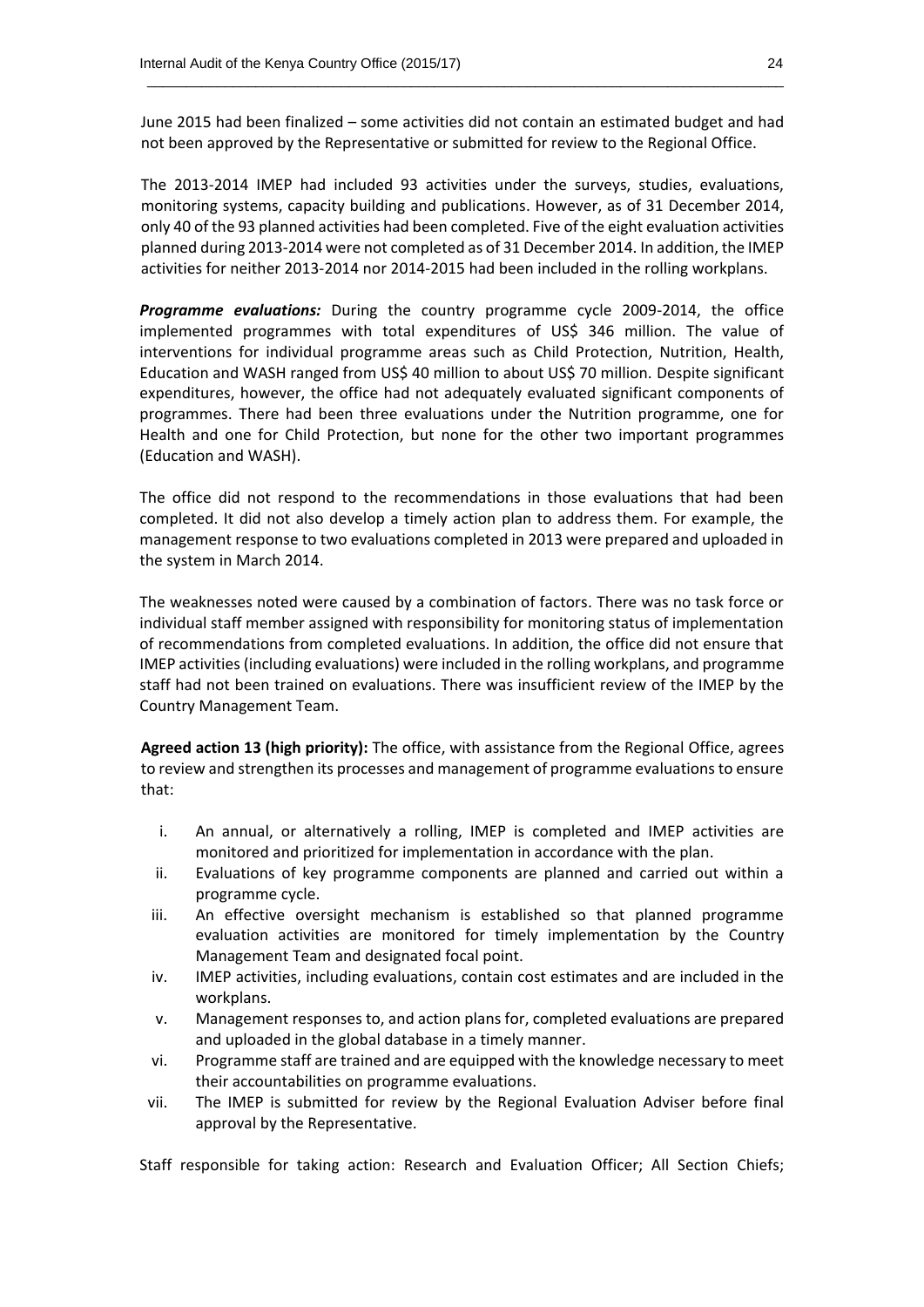June 2015 had been finalized – some activities did not contain an estimated budget and had not been approved by the Representative or submitted for review to the Regional Office.

The 2013-2014 IMEP had included 93 activities under the surveys, studies, evaluations, monitoring systems, capacity building and publications. However, as of 31 December 2014, only 40 of the 93 planned activities had been completed. Five of the eight evaluation activities planned during 2013-2014 were not completed as of 31 December 2014. In addition, the IMEP activities for neither 2013-2014 nor 2014-2015 had been included in the rolling workplans.

***Programme evaluations:*** During the country programme cycle 2009-2014, the office implemented programmes with total expenditures of US$ 346 million. The value of interventions for individual programme areas such as Child Protection, Nutrition, Health, Education and WASH ranged from US$ 40 million to about US$ 70 million. Despite significant expenditures, however, the office had not adequately evaluated significant components of programmes. There had been three evaluations under the Nutrition programme, one for Health and one for Child Protection, but none for the other two important programmes (Education and WASH).

The office did not respond to the recommendations in those evaluations that had been completed. It did not also develop a timely action plan to address them. For example, the management response to two evaluations completed in 2013 were prepared and uploaded in the system in March 2014.

The weaknesses noted were caused by a combination of factors. There was no task force or individual staff member assigned with responsibility for monitoring status of implementation of recommendations from completed evaluations. In addition, the office did not ensure that IMEP activities (including evaluations) were included in the rolling workplans, and programme staff had not been trained on evaluations. There was insufficient review of the IMEP by the Country Management Team.

**Agreed action 13 (high priority):** The office, with assistance from the Regional Office, agrees to review and strengthen its processes and management of programme evaluations to ensure that:

i. An annual, or alternatively a rolling, IMEP is completed and IMEP activities are monitored and prioritized for implementation in accordance with the plan.
ii. Evaluations of key programme components are planned and carried out within a programme cycle.
iii. An effective oversight mechanism is established so that planned programme evaluation activities are monitored for timely implementation by the Country Management Team and designated focal point.
iv. IMEP activities, including evaluations, contain cost estimates and are included in the workplans.
v. Management responses to, and action plans for, completed evaluations are prepared and uploaded in the global database in a timely manner.
vi. Programme staff are trained and are equipped with the knowledge necessary to meet their accountabilities on programme evaluations.
vii. The IMEP is submitted for review by the Regional Evaluation Adviser before final approval by the Representative.

Staff responsible for taking action: Research and Evaluation Officer; All Section Chiefs;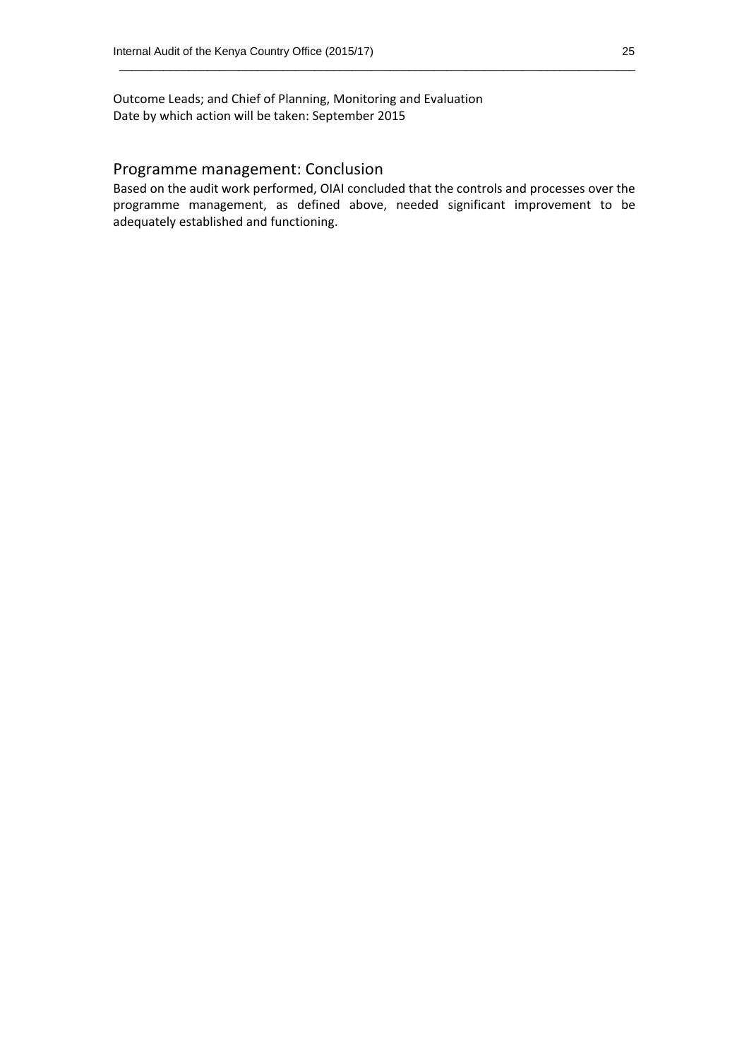Outcome Leads; and Chief of Planning, Monitoring and Evaluation
Date by which action will be taken: September 2015

## Programme management: Conclusion

Based on the audit work performed, OIAI concluded that the controls and processes over the programme management, as defined above, needed significant improvement to be adequately established and functioning.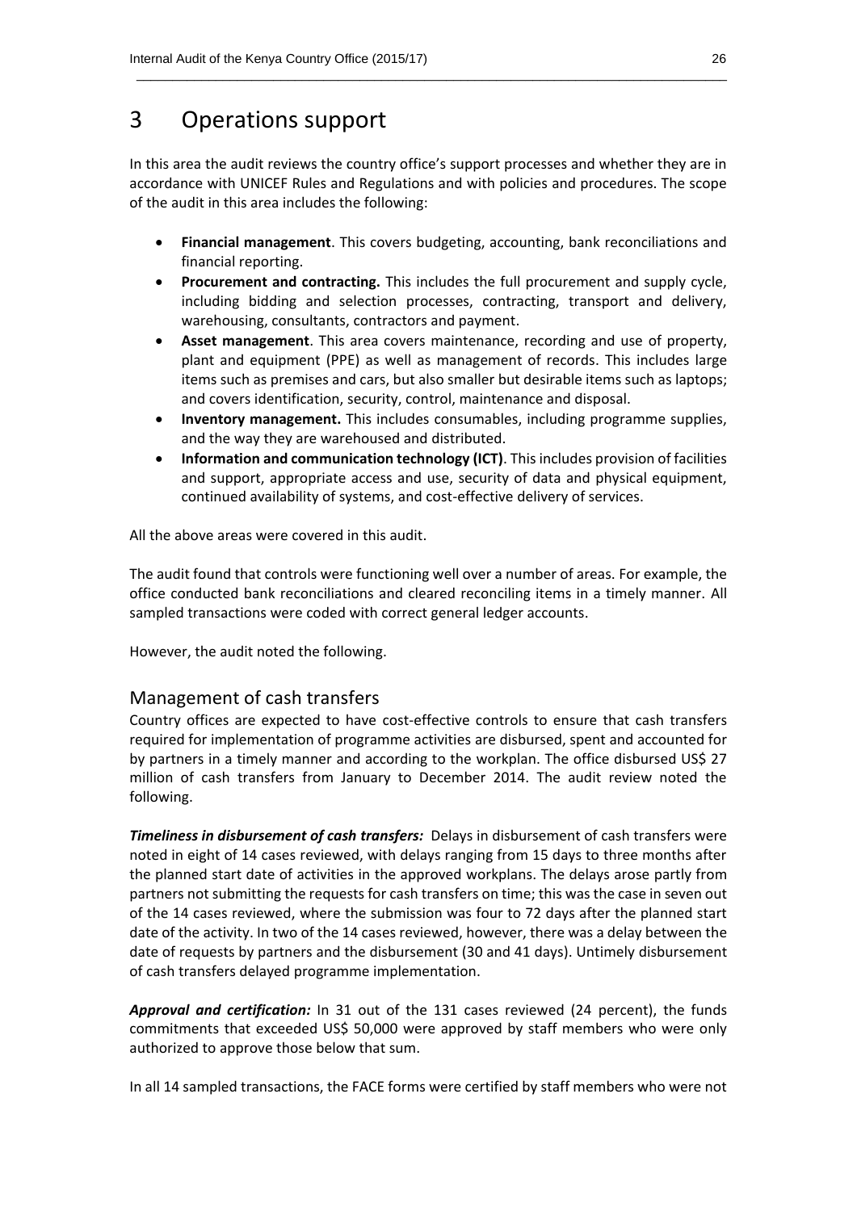# 3 Operations support

In this area the audit reviews the country office's support processes and whether they are in accordance with UNICEF Rules and Regulations and with policies and procedures. The scope of the audit in this area includes the following:

- **Financial management**. This covers budgeting, accounting, bank reconciliations and financial reporting.
- **Procurement and contracting.** This includes the full procurement and supply cycle, including bidding and selection processes, contracting, transport and delivery, warehousing, consultants, contractors and payment.
- **Asset management**. This area covers maintenance, recording and use of property, plant and equipment (PPE) as well as management of records. This includes large items such as premises and cars, but also smaller but desirable items such as laptops; and covers identification, security, control, maintenance and disposal.
- **Inventory management.** This includes consumables, including programme supplies, and the way they are warehoused and distributed.
- **Information and communication technology (ICT)**. This includes provision of facilities and support, appropriate access and use, security of data and physical equipment, continued availability of systems, and cost-effective delivery of services.

All the above areas were covered in this audit.

The audit found that controls were functioning well over a number of areas. For example, the office conducted bank reconciliations and cleared reconciling items in a timely manner. All sampled transactions were coded with correct general ledger accounts.

However, the audit noted the following.

## Management of cash transfers

Country offices are expected to have cost-effective controls to ensure that cash transfers required for implementation of programme activities are disbursed, spent and accounted for by partners in a timely manner and according to the workplan. The office disbursed US$ 27 million of cash transfers from January to December 2014. The audit review noted the following.

***Timeliness in disbursement of cash transfers:*** Delays in disbursement of cash transfers were noted in eight of 14 cases reviewed, with delays ranging from 15 days to three months after the planned start date of activities in the approved workplans. The delays arose partly from partners not submitting the requests for cash transfers on time; this was the case in seven out of the 14 cases reviewed, where the submission was four to 72 days after the planned start date of the activity. In two of the 14 cases reviewed, however, there was a delay between the date of requests by partners and the disbursement (30 and 41 days). Untimely disbursement of cash transfers delayed programme implementation.

***Approval and certification:*** In 31 out of the 131 cases reviewed (24 percent), the funds commitments that exceeded US$ 50,000 were approved by staff members who were only authorized to approve those below that sum.

In all 14 sampled transactions, the FACE forms were certified by staff members who were not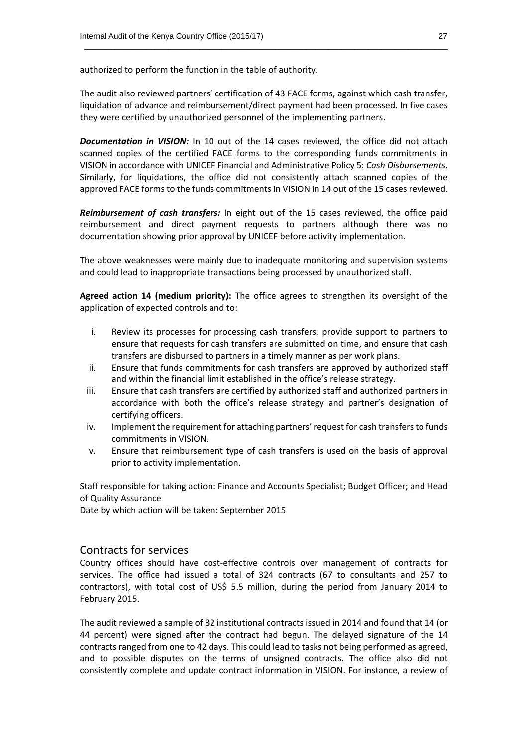authorized to perform the function in the table of authority.

The audit also reviewed partners' certification of 43 FACE forms, against which cash transfer, liquidation of advance and reimbursement/direct payment had been processed. In five cases they were certified by unauthorized personnel of the implementing partners.

***Documentation in VISION:*** In 10 out of the 14 cases reviewed, the office did not attach scanned copies of the certified FACE forms to the corresponding funds commitments in VISION in accordance with UNICEF Financial and Administrative Policy 5: *Cash Disbursements*. Similarly, for liquidations, the office did not consistently attach scanned copies of the approved FACE forms to the funds commitments in VISION in 14 out of the 15 cases reviewed.

***Reimbursement of cash transfers:*** In eight out of the 15 cases reviewed, the office paid reimbursement and direct payment requests to partners although there was no documentation showing prior approval by UNICEF before activity implementation.

The above weaknesses were mainly due to inadequate monitoring and supervision systems and could lead to inappropriate transactions being processed by unauthorized staff.

**Agreed action 14 (medium priority):** The office agrees to strengthen its oversight of the application of expected controls and to:

i. Review its processes for processing cash transfers, provide support to partners to ensure that requests for cash transfers are submitted on time, and ensure that cash transfers are disbursed to partners in a timely manner as per work plans.
ii. Ensure that funds commitments for cash transfers are approved by authorized staff and within the financial limit established in the office's release strategy.
iii. Ensure that cash transfers are certified by authorized staff and authorized partners in accordance with both the office's release strategy and partner's designation of certifying officers.
iv. Implement the requirement for attaching partners' request for cash transfers to funds commitments in VISION.
v. Ensure that reimbursement type of cash transfers is used on the basis of approval prior to activity implementation.

Staff responsible for taking action: Finance and Accounts Specialist; Budget Officer; and Head of Quality Assurance
Date by which action will be taken: September 2015

## Contracts for services

Country offices should have cost-effective controls over management of contracts for services. The office had issued a total of 324 contracts (67 to consultants and 257 to contractors), with total cost of US$ 5.5 million, during the period from January 2014 to February 2015.

The audit reviewed a sample of 32 institutional contracts issued in 2014 and found that 14 (or 44 percent) were signed after the contract had begun. The delayed signature of the 14 contracts ranged from one to 42 days. This could lead to tasks not being performed as agreed, and to possible disputes on the terms of unsigned contracts. The office also did not consistently complete and update contract information in VISION. For instance, a review of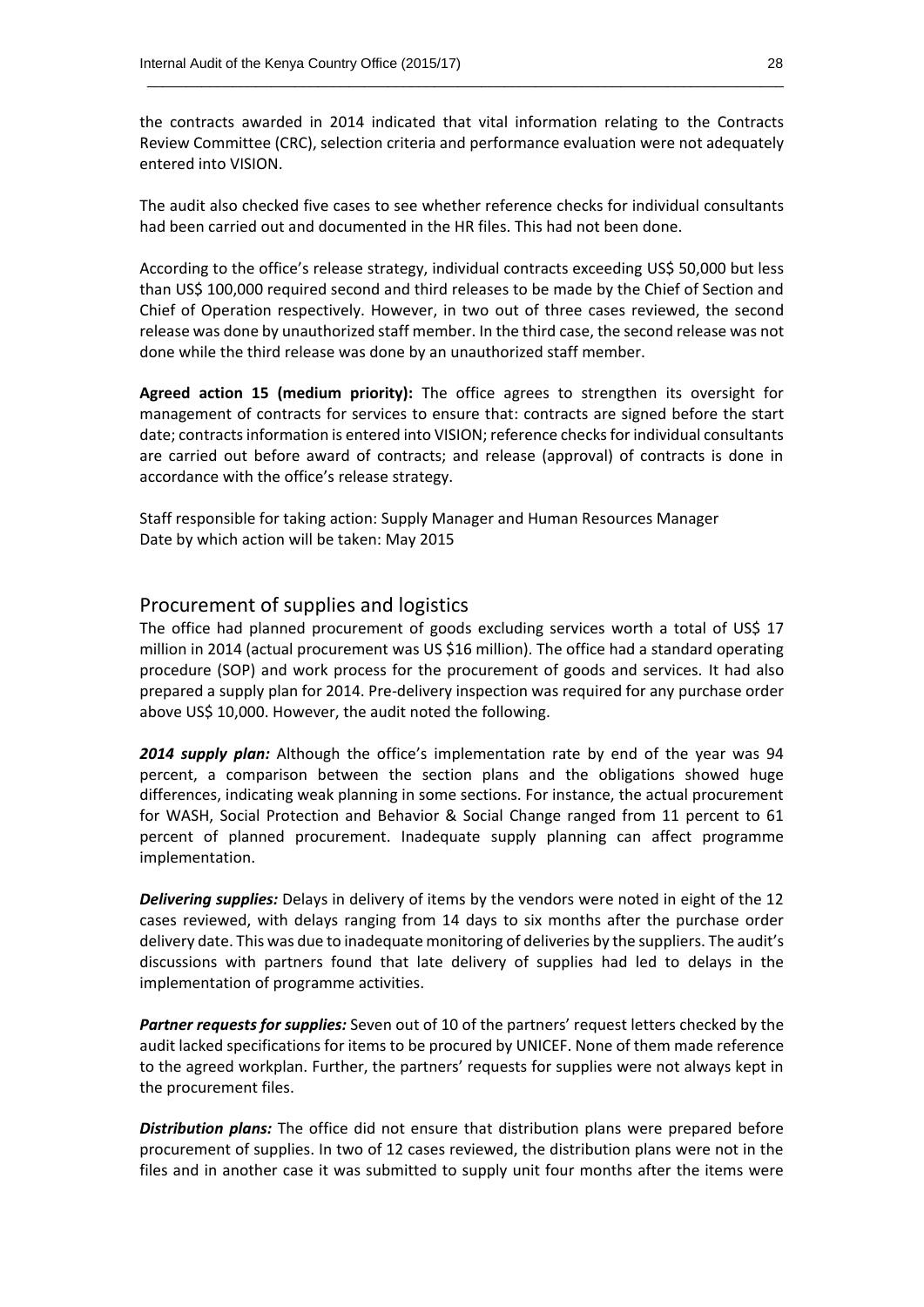the contracts awarded in 2014 indicated that vital information relating to the Contracts Review Committee (CRC), selection criteria and performance evaluation were not adequately entered into VISION.

The audit also checked five cases to see whether reference checks for individual consultants had been carried out and documented in the HR files. This had not been done.

According to the office's release strategy, individual contracts exceeding US$ 50,000 but less than US$ 100,000 required second and third releases to be made by the Chief of Section and Chief of Operation respectively. However, in two out of three cases reviewed, the second release was done by unauthorized staff member. In the third case, the second release was not done while the third release was done by an unauthorized staff member.

**Agreed action 15 (medium priority):** The office agrees to strengthen its oversight for management of contracts for services to ensure that: contracts are signed before the start date; contracts information is entered into VISION; reference checks for individual consultants are carried out before award of contracts; and release (approval) of contracts is done in accordance with the office's release strategy.

Staff responsible for taking action: Supply Manager and Human Resources Manager
Date by which action will be taken: May 2015

## Procurement of supplies and logistics

The office had planned procurement of goods excluding services worth a total of US$ 17 million in 2014 (actual procurement was US $16 million). The office had a standard operating procedure (SOP) and work process for the procurement of goods and services. It had also prepared a supply plan for 2014. Pre-delivery inspection was required for any purchase order above US$ 10,000. However, the audit noted the following.

***2014 supply plan:*** Although the office's implementation rate by end of the year was 94 percent, a comparison between the section plans and the obligations showed huge differences, indicating weak planning in some sections. For instance, the actual procurement for WASH, Social Protection and Behavior & Social Change ranged from 11 percent to 61 percent of planned procurement. Inadequate supply planning can affect programme implementation.

***Delivering supplies:*** Delays in delivery of items by the vendors were noted in eight of the 12 cases reviewed, with delays ranging from 14 days to six months after the purchase order delivery date. This was due to inadequate monitoring of deliveries by the suppliers. The audit's discussions with partners found that late delivery of supplies had led to delays in the implementation of programme activities.

***Partner requests for supplies:*** Seven out of 10 of the partners' request letters checked by the audit lacked specifications for items to be procured by UNICEF. None of them made reference to the agreed workplan. Further, the partners' requests for supplies were not always kept in the procurement files.

***Distribution plans:*** The office did not ensure that distribution plans were prepared before procurement of supplies. In two of 12 cases reviewed, the distribution plans were not in the files and in another case it was submitted to supply unit four months after the items were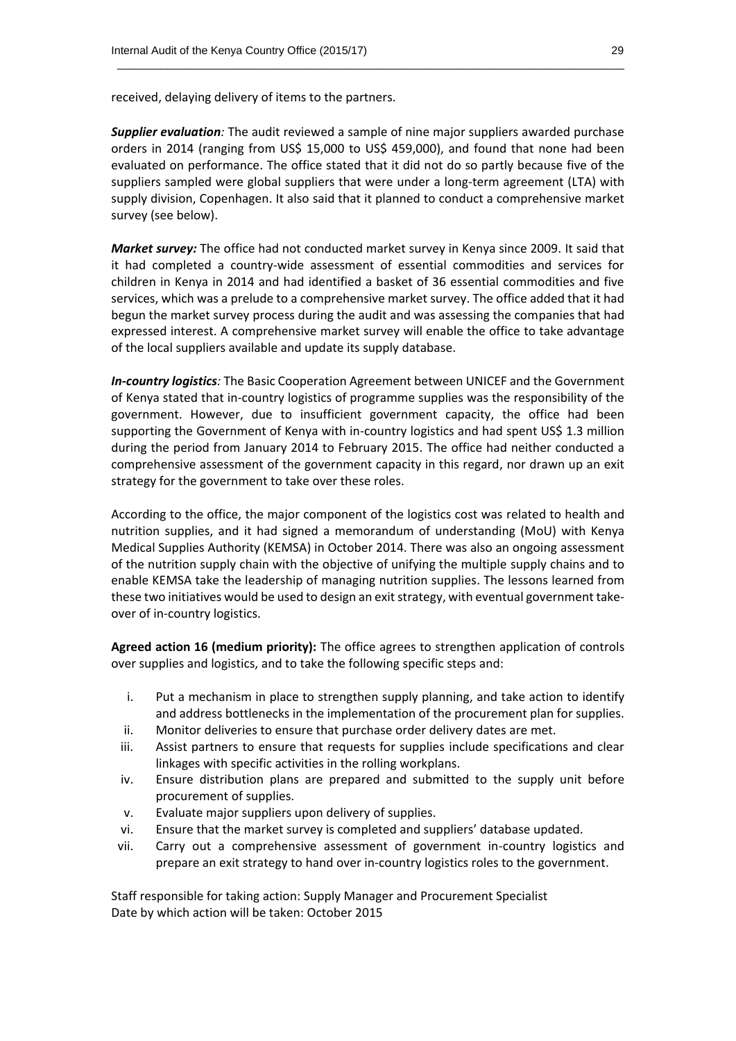received, delaying delivery of items to the partners.

***Supplier evaluation**:* The audit reviewed a sample of nine major suppliers awarded purchase orders in 2014 (ranging from US$ 15,000 to US$ 459,000), and found that none had been evaluated on performance. The office stated that it did not do so partly because five of the suppliers sampled were global suppliers that were under a long-term agreement (LTA) with supply division, Copenhagen. It also said that it planned to conduct a comprehensive market survey (see below).

***Market survey:*** The office had not conducted market survey in Kenya since 2009. It said that it had completed a country-wide assessment of essential commodities and services for children in Kenya in 2014 and had identified a basket of 36 essential commodities and five services, which was a prelude to a comprehensive market survey. The office added that it had begun the market survey process during the audit and was assessing the companies that had expressed interest. A comprehensive market survey will enable the office to take advantage of the local suppliers available and update its supply database.

***In-country logistics**:* The Basic Cooperation Agreement between UNICEF and the Government of Kenya stated that in-country logistics of programme supplies was the responsibility of the government. However, due to insufficient government capacity, the office had been supporting the Government of Kenya with in-country logistics and had spent US$ 1.3 million during the period from January 2014 to February 2015. The office had neither conducted a comprehensive assessment of the government capacity in this regard, nor drawn up an exit strategy for the government to take over these roles.

According to the office, the major component of the logistics cost was related to health and nutrition supplies, and it had signed a memorandum of understanding (MoU) with Kenya Medical Supplies Authority (KEMSA) in October 2014. There was also an ongoing assessment of the nutrition supply chain with the objective of unifying the multiple supply chains and to enable KEMSA take the leadership of managing nutrition supplies. The lessons learned from these two initiatives would be used to design an exit strategy, with eventual government take-over of in-country logistics.

**Agreed action 16 (medium priority):** The office agrees to strengthen application of controls over supplies and logistics, and to take the following specific steps and:

i. Put a mechanism in place to strengthen supply planning, and take action to identify and address bottlenecks in the implementation of the procurement plan for supplies.
ii. Monitor deliveries to ensure that purchase order delivery dates are met.
iii. Assist partners to ensure that requests for supplies include specifications and clear linkages with specific activities in the rolling workplans.
iv. Ensure distribution plans are prepared and submitted to the supply unit before procurement of supplies.
v. Evaluate major suppliers upon delivery of supplies.
vi. Ensure that the market survey is completed and suppliers' database updated.
vii. Carry out a comprehensive assessment of government in-country logistics and prepare an exit strategy to hand over in-country logistics roles to the government.

Staff responsible for taking action: Supply Manager and Procurement Specialist
Date by which action will be taken: October 2015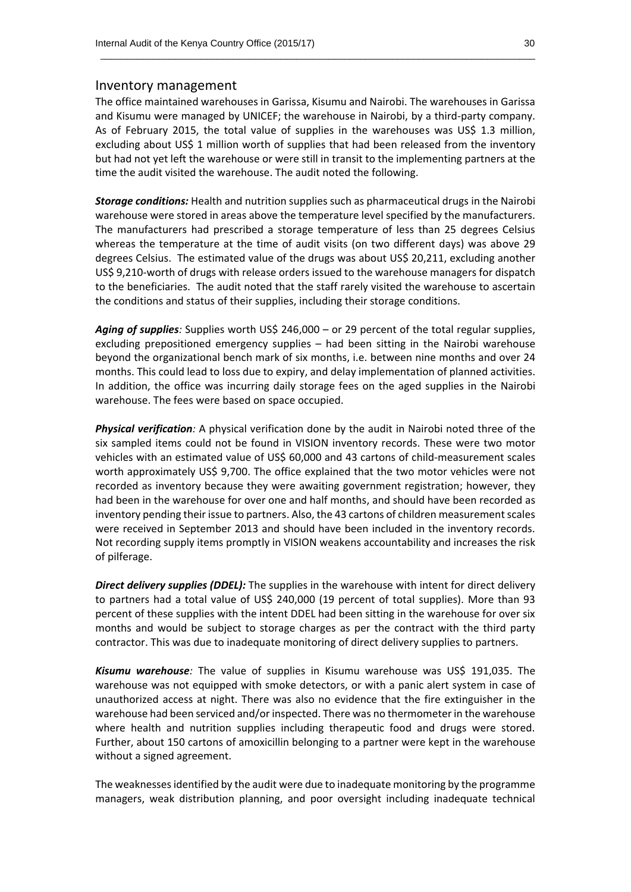## Inventory management

The office maintained warehouses in Garissa, Kisumu and Nairobi. The warehouses in Garissa and Kisumu were managed by UNICEF; the warehouse in Nairobi, by a third-party company. As of February 2015, the total value of supplies in the warehouses was US$ 1.3 million, excluding about US$ 1 million worth of supplies that had been released from the inventory but had not yet left the warehouse or were still in transit to the implementing partners at the time the audit visited the warehouse. The audit noted the following.

***Storage conditions:*** Health and nutrition supplies such as pharmaceutical drugs in the Nairobi warehouse were stored in areas above the temperature level specified by the manufacturers. The manufacturers had prescribed a storage temperature of less than 25 degrees Celsius whereas the temperature at the time of audit visits (on two different days) was above 29 degrees Celsius. The estimated value of the drugs was about US$ 20,211, excluding another US$ 9,210-worth of drugs with release orders issued to the warehouse managers for dispatch to the beneficiaries. The audit noted that the staff rarely visited the warehouse to ascertain the conditions and status of their supplies, including their storage conditions.

***Aging of supplies**:* Supplies worth US$ 246,000 – or 29 percent of the total regular supplies, excluding prepositioned emergency supplies – had been sitting in the Nairobi warehouse beyond the organizational bench mark of six months, i.e. between nine months and over 24 months. This could lead to loss due to expiry, and delay implementation of planned activities. In addition, the office was incurring daily storage fees on the aged supplies in the Nairobi warehouse. The fees were based on space occupied.

***Physical verification**:* A physical verification done by the audit in Nairobi noted three of the six sampled items could not be found in VISION inventory records. These were two motor vehicles with an estimated value of US$ 60,000 and 43 cartons of child-measurement scales worth approximately US$ 9,700. The office explained that the two motor vehicles were not recorded as inventory because they were awaiting government registration; however, they had been in the warehouse for over one and half months, and should have been recorded as inventory pending their issue to partners. Also, the 43 cartons of children measurement scales were received in September 2013 and should have been included in the inventory records. Not recording supply items promptly in VISION weakens accountability and increases the risk of pilferage.

***Direct delivery supplies (DDEL):*** The supplies in the warehouse with intent for direct delivery to partners had a total value of US$ 240,000 (19 percent of total supplies). More than 93 percent of these supplies with the intent DDEL had been sitting in the warehouse for over six months and would be subject to storage charges as per the contract with the third party contractor. This was due to inadequate monitoring of direct delivery supplies to partners.

***Kisumu warehouse**:* The value of supplies in Kisumu warehouse was US$ 191,035. The warehouse was not equipped with smoke detectors, or with a panic alert system in case of unauthorized access at night. There was also no evidence that the fire extinguisher in the warehouse had been serviced and/or inspected. There was no thermometer in the warehouse where health and nutrition supplies including therapeutic food and drugs were stored. Further, about 150 cartons of amoxicillin belonging to a partner were kept in the warehouse without a signed agreement.

The weaknesses identified by the audit were due to inadequate monitoring by the programme managers, weak distribution planning, and poor oversight including inadequate technical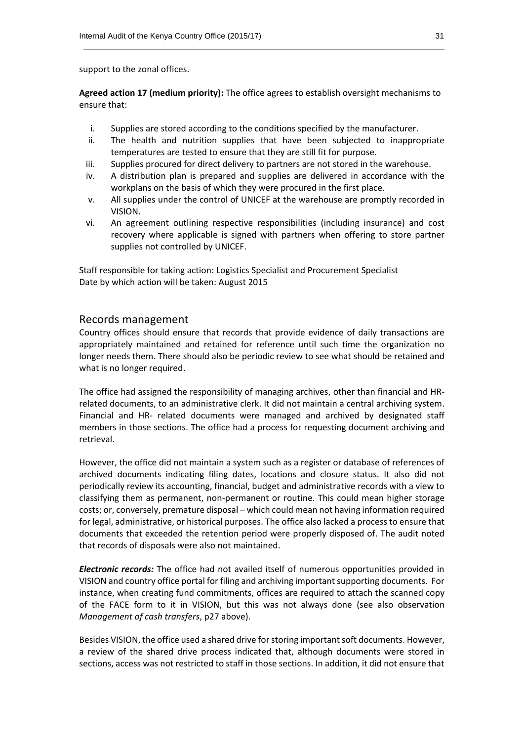support to the zonal offices.

**Agreed action 17 (medium priority):** The office agrees to establish oversight mechanisms to ensure that:

i. Supplies are stored according to the conditions specified by the manufacturer.
ii. The health and nutrition supplies that have been subjected to inappropriate temperatures are tested to ensure that they are still fit for purpose.
iii. Supplies procured for direct delivery to partners are not stored in the warehouse.
iv. A distribution plan is prepared and supplies are delivered in accordance with the workplans on the basis of which they were procured in the first place.
v. All supplies under the control of UNICEF at the warehouse are promptly recorded in VISION.
vi. An agreement outlining respective responsibilities (including insurance) and cost recovery where applicable is signed with partners when offering to store partner supplies not controlled by UNICEF.

Staff responsible for taking action: Logistics Specialist and Procurement Specialist
Date by which action will be taken: August 2015

## Records management

Country offices should ensure that records that provide evidence of daily transactions are appropriately maintained and retained for reference until such time the organization no longer needs them. There should also be periodic review to see what should be retained and what is no longer required.

The office had assigned the responsibility of managing archives, other than financial and HR-related documents, to an administrative clerk. It did not maintain a central archiving system. Financial and HR- related documents were managed and archived by designated staff members in those sections. The office had a process for requesting document archiving and retrieval.

However, the office did not maintain a system such as a register or database of references of archived documents indicating filing dates, locations and closure status. It also did not periodically review its accounting, financial, budget and administrative records with a view to classifying them as permanent, non-permanent or routine. This could mean higher storage costs; or, conversely, premature disposal – which could mean not having information required for legal, administrative, or historical purposes. The office also lacked a process to ensure that documents that exceeded the retention period were properly disposed of. The audit noted that records of disposals were also not maintained.

***Electronic records:*** The office had not availed itself of numerous opportunities provided in VISION and country office portal for filing and archiving important supporting documents. For instance, when creating fund commitments, offices are required to attach the scanned copy of the FACE form to it in VISION, but this was not always done (see also observation *Management of cash transfers*, p27 above).

Besides VISION, the office used a shared drive for storing important soft documents. However, a review of the shared drive process indicated that, although documents were stored in sections, access was not restricted to staff in those sections. In addition, it did not ensure that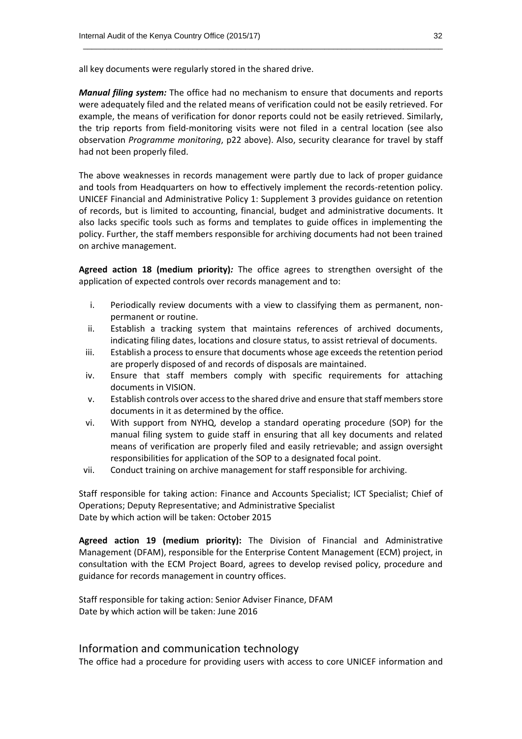all key documents were regularly stored in the shared drive.

***Manual filing system:*** The office had no mechanism to ensure that documents and reports were adequately filed and the related means of verification could not be easily retrieved. For example, the means of verification for donor reports could not be easily retrieved. Similarly, the trip reports from field-monitoring visits were not filed in a central location (see also observation *Programme monitoring*, p22 above). Also, security clearance for travel by staff had not been properly filed.

The above weaknesses in records management were partly due to lack of proper guidance and tools from Headquarters on how to effectively implement the records-retention policy. UNICEF Financial and Administrative Policy 1: Supplement 3 provides guidance on retention of records, but is limited to accounting, financial, budget and administrative documents. It also lacks specific tools such as forms and templates to guide offices in implementing the policy. Further, the staff members responsible for archiving documents had not been trained on archive management.

**Agreed action 18 (medium priority)*:*** The office agrees to strengthen oversight of the application of expected controls over records management and to:

i. Periodically review documents with a view to classifying them as permanent, non-permanent or routine.
ii. Establish a tracking system that maintains references of archived documents, indicating filing dates, locations and closure status, to assist retrieval of documents.
iii. Establish a process to ensure that documents whose age exceeds the retention period are properly disposed of and records of disposals are maintained.
iv. Ensure that staff members comply with specific requirements for attaching documents in VISION.
v. Establish controls over access to the shared drive and ensure that staff members store documents in it as determined by the office.
vi. With support from NYHQ, develop a standard operating procedure (SOP) for the manual filing system to guide staff in ensuring that all key documents and related means of verification are properly filed and easily retrievable; and assign oversight responsibilities for application of the SOP to a designated focal point.
vii. Conduct training on archive management for staff responsible for archiving.

Staff responsible for taking action: Finance and Accounts Specialist; ICT Specialist; Chief of Operations; Deputy Representative; and Administrative Specialist
Date by which action will be taken: October 2015

**Agreed action 19 (medium priority):** The Division of Financial and Administrative Management (DFAM), responsible for the Enterprise Content Management (ECM) project, in consultation with the ECM Project Board, agrees to develop revised policy, procedure and guidance for records management in country offices.

Staff responsible for taking action: Senior Adviser Finance, DFAM
Date by which action will be taken: June 2016

## Information and communication technology

The office had a procedure for providing users with access to core UNICEF information and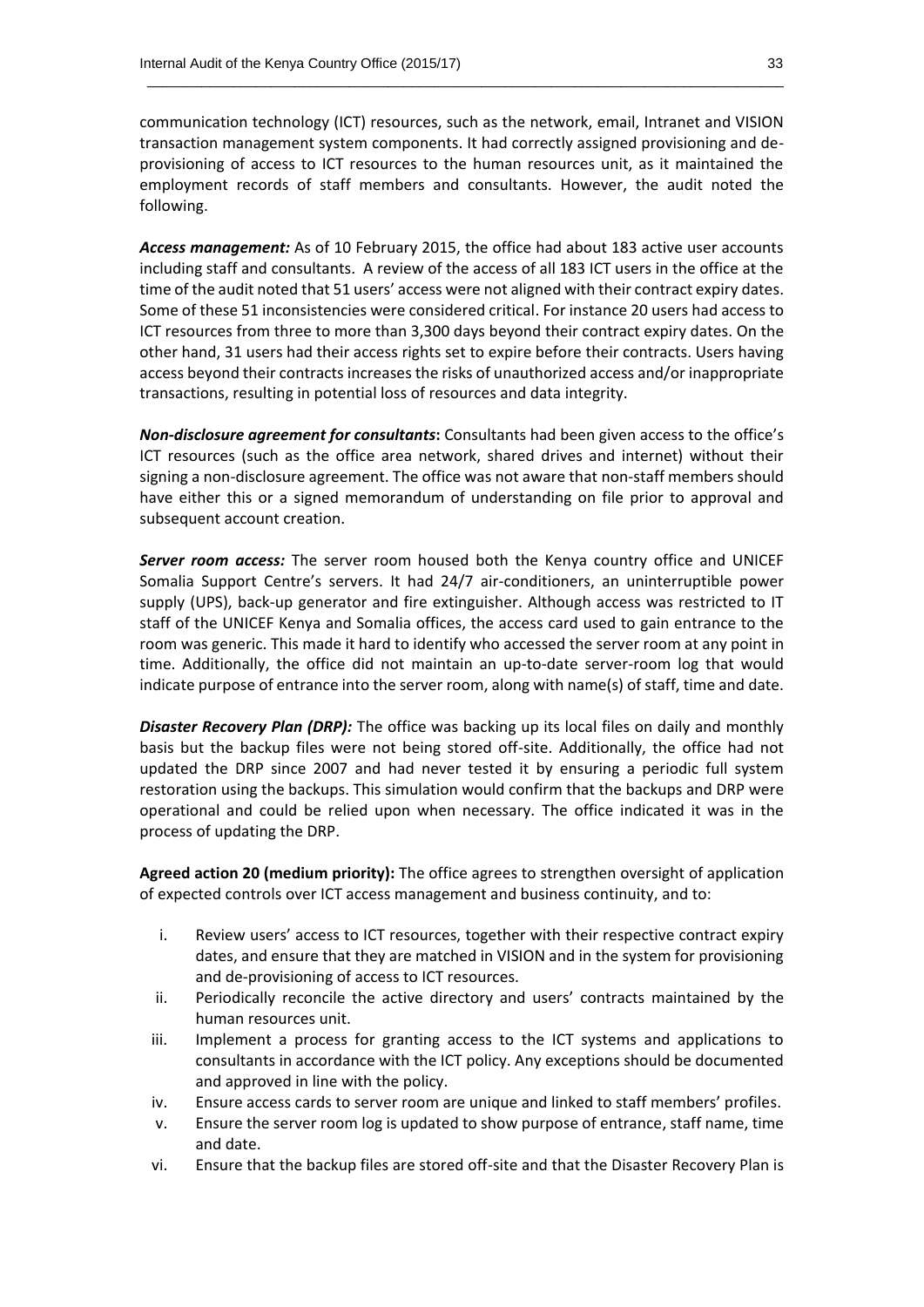communication technology (ICT) resources, such as the network, email, Intranet and VISION transaction management system components. It had correctly assigned provisioning and de-provisioning of access to ICT resources to the human resources unit, as it maintained the employment records of staff members and consultants. However, the audit noted the following.

***Access management:*** As of 10 February 2015, the office had about 183 active user accounts including staff and consultants. A review of the access of all 183 ICT users in the office at the time of the audit noted that 51 users' access were not aligned with their contract expiry dates. Some of these 51 inconsistencies were considered critical. For instance 20 users had access to ICT resources from three to more than 3,300 days beyond their contract expiry dates. On the other hand, 31 users had their access rights set to expire before their contracts. Users having access beyond their contracts increases the risks of unauthorized access and/or inappropriate transactions, resulting in potential loss of resources and data integrity.

***Non-disclosure agreement for consultants*:** Consultants had been given access to the office's ICT resources (such as the office area network, shared drives and internet) without their signing a non-disclosure agreement. The office was not aware that non-staff members should have either this or a signed memorandum of understanding on file prior to approval and subsequent account creation.

***Server room access:*** The server room housed both the Kenya country office and UNICEF Somalia Support Centre's servers. It had 24/7 air-conditioners, an uninterruptible power supply (UPS), back-up generator and fire extinguisher. Although access was restricted to IT staff of the UNICEF Kenya and Somalia offices, the access card used to gain entrance to the room was generic. This made it hard to identify who accessed the server room at any point in time. Additionally, the office did not maintain an up-to-date server-room log that would indicate purpose of entrance into the server room, along with name(s) of staff, time and date.

***Disaster Recovery Plan (DRP):*** The office was backing up its local files on daily and monthly basis but the backup files were not being stored off-site. Additionally, the office had not updated the DRP since 2007 and had never tested it by ensuring a periodic full system restoration using the backups. This simulation would confirm that the backups and DRP were operational and could be relied upon when necessary. The office indicated it was in the process of updating the DRP.

**Agreed action 20 (medium priority):** The office agrees to strengthen oversight of application of expected controls over ICT access management and business continuity, and to:

i. Review users' access to ICT resources, together with their respective contract expiry dates, and ensure that they are matched in VISION and in the system for provisioning and de-provisioning of access to ICT resources.
ii. Periodically reconcile the active directory and users' contracts maintained by the human resources unit.
iii. Implement a process for granting access to the ICT systems and applications to consultants in accordance with the ICT policy. Any exceptions should be documented and approved in line with the policy.
iv. Ensure access cards to server room are unique and linked to staff members' profiles.
v. Ensure the server room log is updated to show purpose of entrance, staff name, time and date.
vi. Ensure that the backup files are stored off-site and that the Disaster Recovery Plan is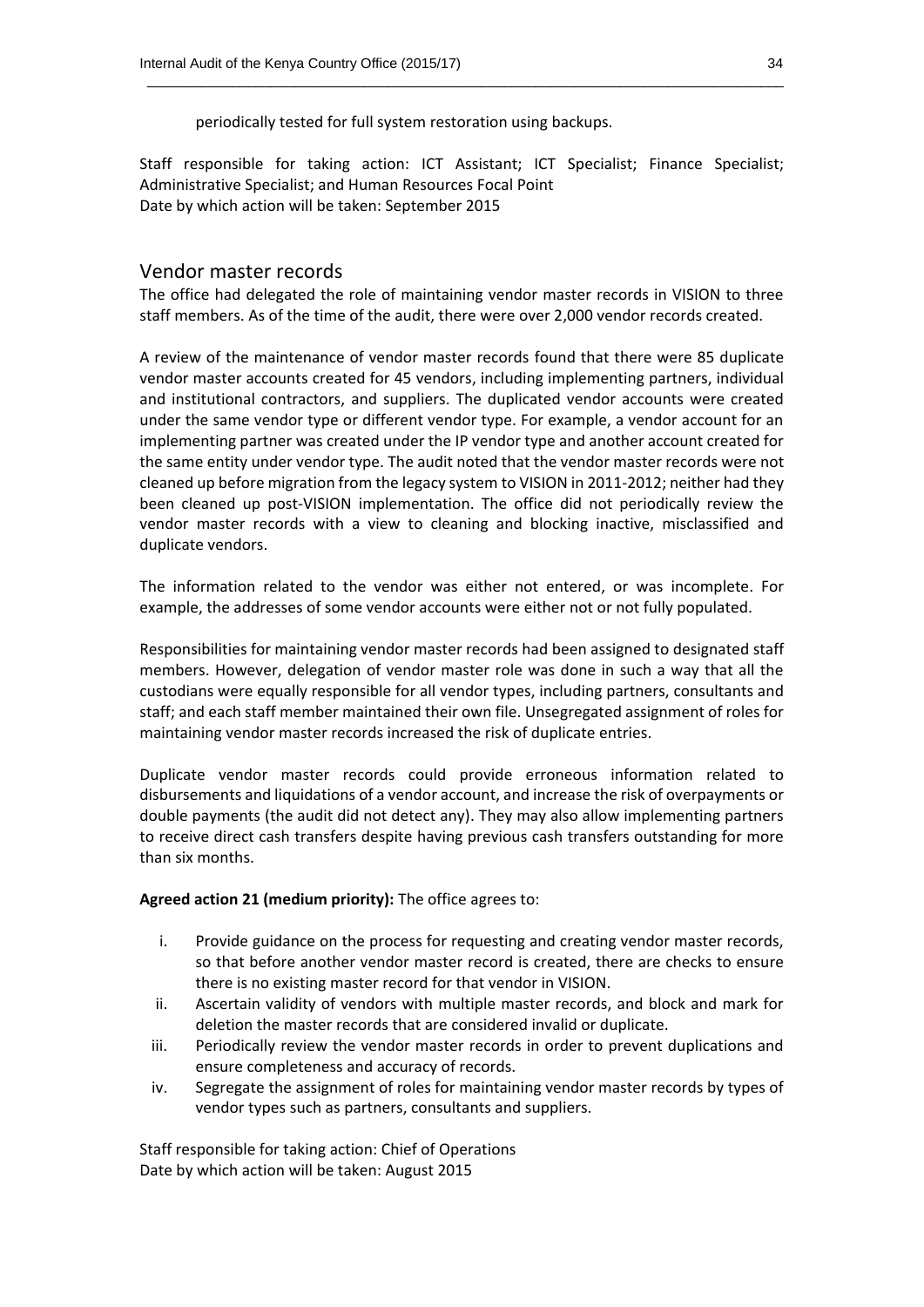periodically tested for full system restoration using backups.

Staff responsible for taking action: ICT Assistant; ICT Specialist; Finance Specialist; Administrative Specialist; and Human Resources Focal Point
Date by which action will be taken: September 2015

## Vendor master records

The office had delegated the role of maintaining vendor master records in VISION to three staff members. As of the time of the audit, there were over 2,000 vendor records created.

A review of the maintenance of vendor master records found that there were 85 duplicate vendor master accounts created for 45 vendors, including implementing partners, individual and institutional contractors, and suppliers. The duplicated vendor accounts were created under the same vendor type or different vendor type. For example, a vendor account for an implementing partner was created under the IP vendor type and another account created for the same entity under vendor type. The audit noted that the vendor master records were not cleaned up before migration from the legacy system to VISION in 2011-2012; neither had they been cleaned up post-VISION implementation. The office did not periodically review the vendor master records with a view to cleaning and blocking inactive, misclassified and duplicate vendors.

The information related to the vendor was either not entered, or was incomplete. For example, the addresses of some vendor accounts were either not or not fully populated.

Responsibilities for maintaining vendor master records had been assigned to designated staff members. However, delegation of vendor master role was done in such a way that all the custodians were equally responsible for all vendor types, including partners, consultants and staff; and each staff member maintained their own file. Unsegregated assignment of roles for maintaining vendor master records increased the risk of duplicate entries.

Duplicate vendor master records could provide erroneous information related to disbursements and liquidations of a vendor account, and increase the risk of overpayments or double payments (the audit did not detect any). They may also allow implementing partners to receive direct cash transfers despite having previous cash transfers outstanding for more than six months.

**Agreed action 21 (medium priority):** The office agrees to:

i. Provide guidance on the process for requesting and creating vendor master records, so that before another vendor master record is created, there are checks to ensure there is no existing master record for that vendor in VISION.
ii. Ascertain validity of vendors with multiple master records, and block and mark for deletion the master records that are considered invalid or duplicate.
iii. Periodically review the vendor master records in order to prevent duplications and ensure completeness and accuracy of records.
iv. Segregate the assignment of roles for maintaining vendor master records by types of vendor types such as partners, consultants and suppliers.

Staff responsible for taking action: Chief of Operations
Date by which action will be taken: August 2015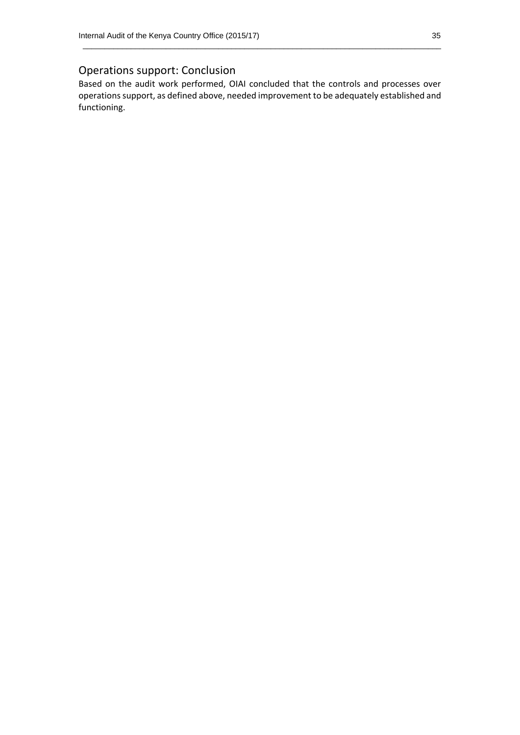## Operations support: Conclusion

Based on the audit work performed, OIAI concluded that the controls and processes over operations support, as defined above, needed improvement to be adequately established and functioning.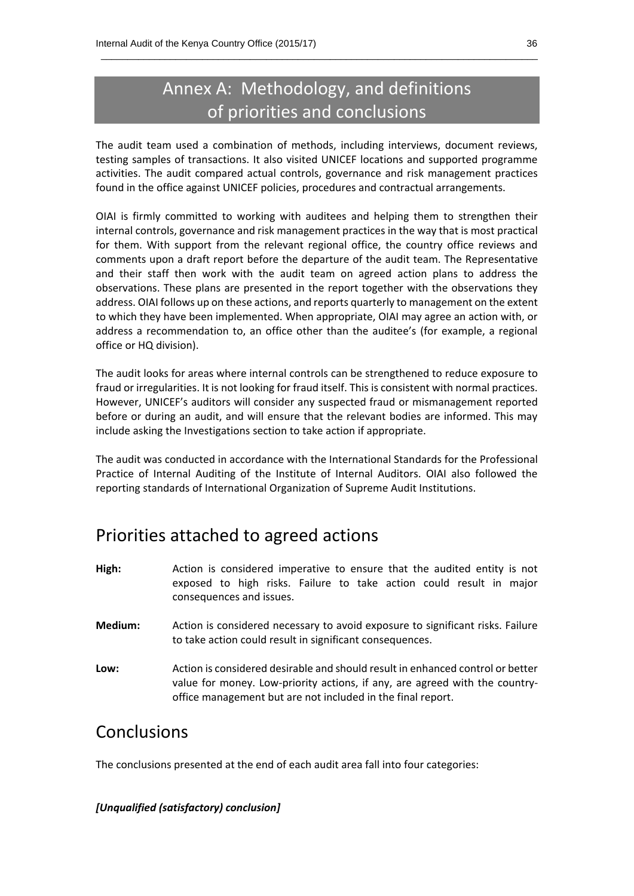# Annex A: Methodology, and definitions of priorities and conclusions

The audit team used a combination of methods, including interviews, document reviews, testing samples of transactions. It also visited UNICEF locations and supported programme activities. The audit compared actual controls, governance and risk management practices found in the office against UNICEF policies, procedures and contractual arrangements.

OIAI is firmly committed to working with auditees and helping them to strengthen their internal controls, governance and risk management practices in the way that is most practical for them. With support from the relevant regional office, the country office reviews and comments upon a draft report before the departure of the audit team. The Representative and their staff then work with the audit team on agreed action plans to address the observations. These plans are presented in the report together with the observations they address. OIAI follows up on these actions, and reports quarterly to management on the extent to which they have been implemented. When appropriate, OIAI may agree an action with, or address a recommendation to, an office other than the auditee's (for example, a regional office or HQ division).

The audit looks for areas where internal controls can be strengthened to reduce exposure to fraud or irregularities. It is not looking for fraud itself. This is consistent with normal practices. However, UNICEF's auditors will consider any suspected fraud or mismanagement reported before or during an audit, and will ensure that the relevant bodies are informed. This may include asking the Investigations section to take action if appropriate.

The audit was conducted in accordance with the International Standards for the Professional Practice of Internal Auditing of the Institute of Internal Auditors. OIAI also followed the reporting standards of International Organization of Supreme Audit Institutions.

## Priorities attached to agreed actions

**High:** Action is considered imperative to ensure that the audited entity is not exposed to high risks. Failure to take action could result in major consequences and issues.

**Medium:** Action is considered necessary to avoid exposure to significant risks. Failure to take action could result in significant consequences.

**Low:** Action is considered desirable and should result in enhanced control or better value for money. Low-priority actions, if any, are agreed with the country-office management but are not included in the final report.

## Conclusions

The conclusions presented at the end of each audit area fall into four categories:

***[Unqualified (satisfactory) conclusion]***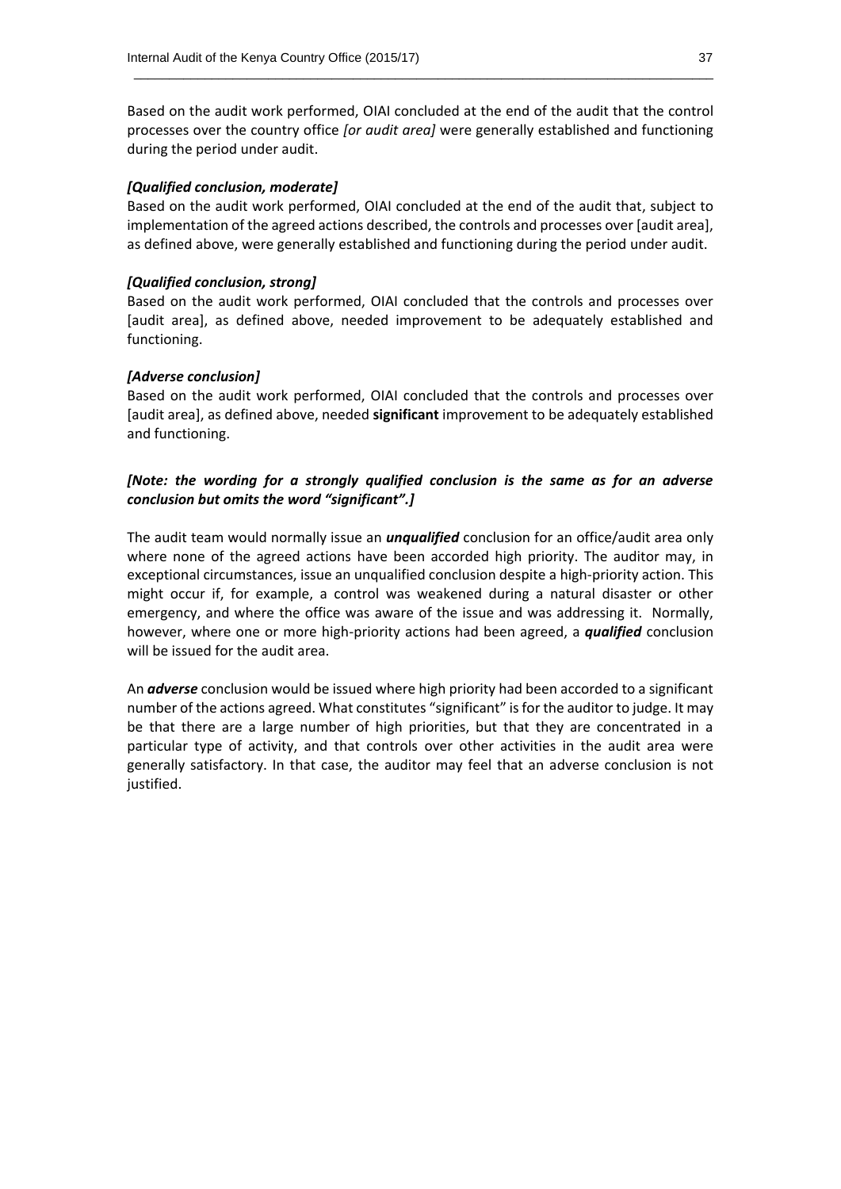Based on the audit work performed, OIAI concluded at the end of the audit that the control processes over the country office *[or audit area]* were generally established and functioning during the period under audit.

***[Qualified conclusion, moderate]***

Based on the audit work performed, OIAI concluded at the end of the audit that, subject to implementation of the agreed actions described, the controls and processes over [audit area], as defined above, were generally established and functioning during the period under audit.

***[Qualified conclusion, strong]***

Based on the audit work performed, OIAI concluded that the controls and processes over [audit area], as defined above, needed improvement to be adequately established and functioning.

***[Adverse conclusion]***

Based on the audit work performed, OIAI concluded that the controls and processes over [audit area], as defined above, needed **significant** improvement to be adequately established and functioning.

***[Note: the wording for a strongly qualified conclusion is the same as for an adverse conclusion but omits the word "significant".]***

The audit team would normally issue an ***unqualified*** conclusion for an office/audit area only where none of the agreed actions have been accorded high priority. The auditor may, in exceptional circumstances, issue an unqualified conclusion despite a high-priority action. This might occur if, for example, a control was weakened during a natural disaster or other emergency, and where the office was aware of the issue and was addressing it. Normally, however, where one or more high-priority actions had been agreed, a ***qualified*** conclusion will be issued for the audit area.

An ***adverse*** conclusion would be issued where high priority had been accorded to a significant number of the actions agreed. What constitutes "significant" is for the auditor to judge. It may be that there are a large number of high priorities, but that they are concentrated in a particular type of activity, and that controls over other activities in the audit area were generally satisfactory. In that case, the auditor may feel that an adverse conclusion is not justified.